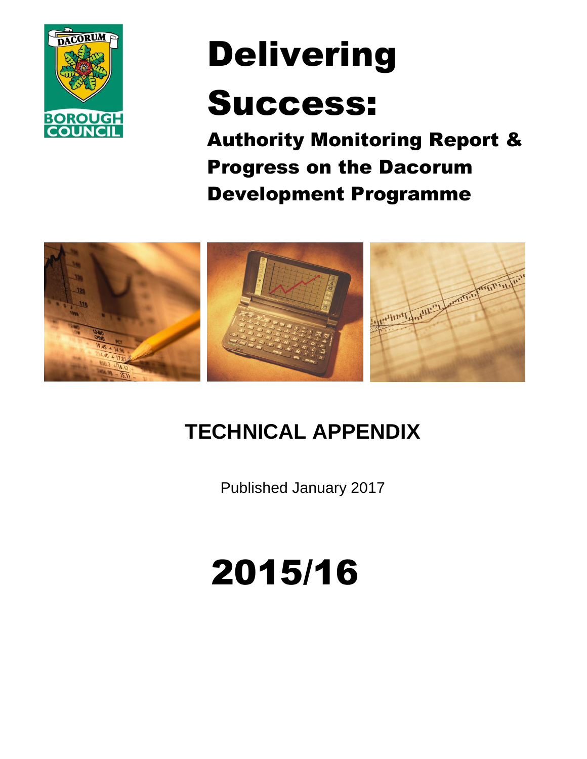DACORUM BOROUGH COUNCIL

# Delivering Success:

## Authority Monitoring Report & Progress on the Dacorum Development Programme

## TECHNICAL APPENDIX

Published January 2017

# 2015/16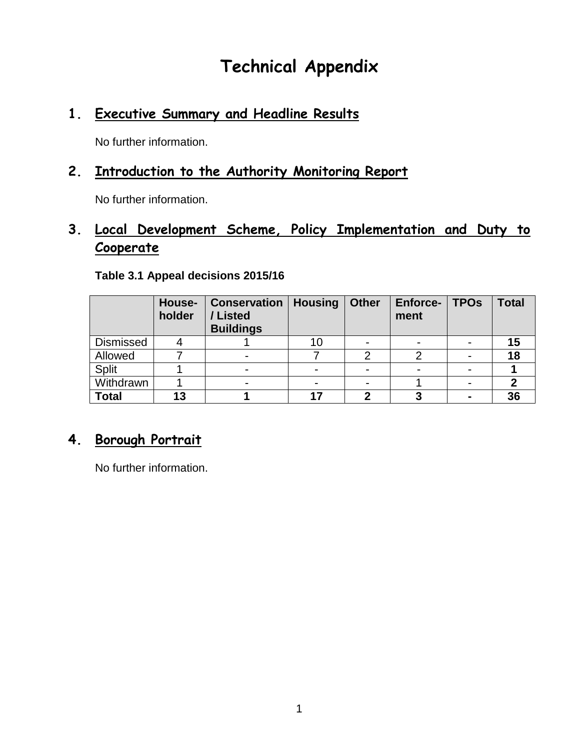# Technical Appendix

## 1. Executive Summary and Headline Results

No further information.

## 2. Introduction to the Authority Monitoring Report

No further information.

## 3. Local Development Scheme, Policy Implementation and Duty to Cooperate

**Table 3.1 Appeal decisions 2015/16**

| | **House-holder** | **Conservation / Listed Buildings** | **Housing** | **Other** | **Enforce-ment** | **TPOs** | **Total** |
|---|---|---|---|---|---|---|---|
| Dismissed | 4 | 1 | 10 | - | - | - | **15** |
| Allowed | 7 | - | 7 | 2 | 2 | - | **18** |
| Split | 1 | - | - | - | - | - | **1** |
| Withdrawn | 1 | - | - | - | 1 | - | **2** |
| **Total** | **13** | **1** | **17** | **2** | **3** | **-** | **36** |

## 4. Borough Portrait

No further information.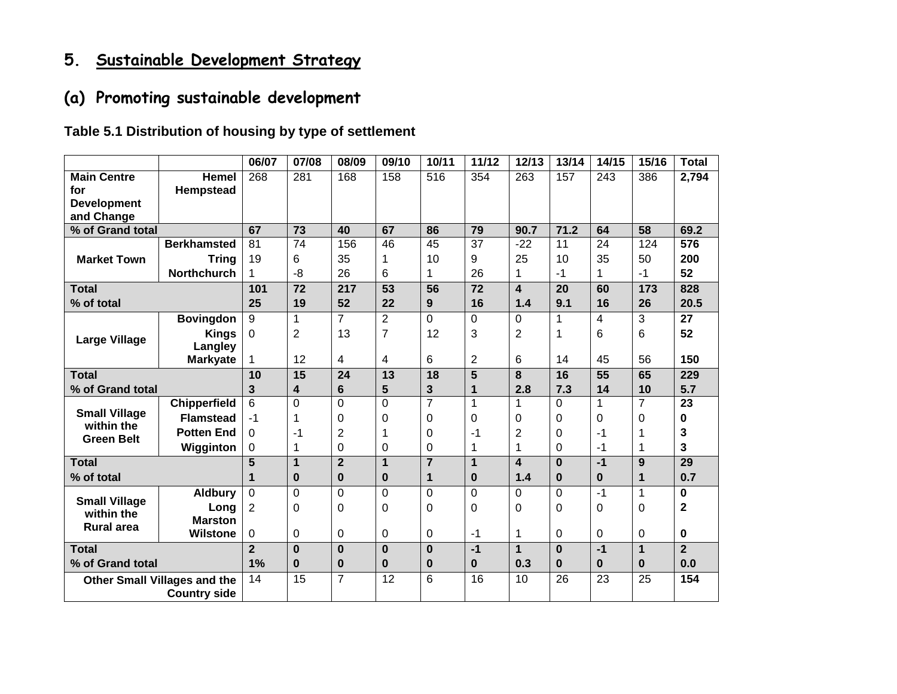# 5. Sustainable Development Strategy

## (a) Promoting sustainable development

**Table 5.1 Distribution of housing by type of settlement**

| | | 06/07 | 07/08 | 08/09 | 09/10 | 10/11 | 11/12 | 12/13 | 13/14 | 14/15 | 15/16 | Total |
|---|---|---|---|---|---|---|---|---|---|---|---|---|
| **Main Centre for Development and Change** | **Hemel Hempstead** | 268 | 281 | 168 | 158 | 516 | 354 | 263 | 157 | 243 | 386 | **2,794** |
| **% of Grand total** | | **67** | **73** | **40** | **67** | **86** | **79** | **90.7** | **71.2** | **64** | **58** | **69.2** |
| **Market Town** | **Berkhamsted** | 81 | 74 | 156 | 46 | 45 | 37 | -22 | 11 | 24 | 124 | **576** |
| | **Tring** | 19 | 6 | 35 | 1 | 10 | 9 | 25 | 10 | 35 | 50 | **200** |
| | **Northchurch** | 1 | -8 | 26 | 6 | 1 | 26 | 1 | -1 | 1 | -1 | **52** |
| **Total** | | **101** | **72** | **217** | **53** | **56** | **72** | **4** | **20** | **60** | **173** | **828** |
| **% of total** | | **25** | **19** | **52** | **22** | **9** | **16** | **1.4** | **9.1** | **16** | **26** | **20.5** |
| **Large Village** | **Bovingdon** | 9 | 1 | 7 | 2 | 0 | 0 | 0 | 1 | 4 | 3 | **27** |
| | **Kings Langley** | 0 | 2 | 13 | 7 | 12 | 3 | 2 | 1 | 6 | 6 | **52** |
| | **Markyate** | 1 | 12 | 4 | 4 | 6 | 2 | 6 | 14 | 45 | 56 | **150** |
| **Total** | | **10** | **15** | **24** | **13** | **18** | **5** | **8** | **16** | **55** | **65** | **229** |
| **% of Grand total** | | **3** | **4** | **6** | **5** | **3** | **1** | **2.8** | **7.3** | **14** | **10** | **5.7** |
| **Small Village within the Green Belt** | **Chipperfield** | 6 | 0 | 0 | 0 | 7 | 1 | 1 | 0 | 1 | 7 | **23** |
| | **Flamstead** | -1 | 1 | 0 | 0 | 0 | 0 | 0 | 0 | 0 | 0 | **0** |
| | **Potten End** | 0 | -1 | 2 | 1 | 0 | -1 | 2 | 0 | -1 | 1 | **3** |
| | **Wigginton** | 0 | 1 | 0 | 0 | 0 | 1 | 1 | 0 | -1 | 1 | **3** |
| **Total** | | **5** | **1** | **2** | **1** | **7** | **1** | **4** | **0** | **-1** | **9** | **29** |
| **% of total** | | **1** | **0** | **0** | **0** | **1** | **0** | **1.4** | **0** | **0** | **1** | **0.7** |
| **Small Village within the Rural area** | **Aldbury** | 0 | 0 | 0 | 0 | 0 | 0 | 0 | 0 | -1 | 1 | **0** |
| | **Long Marston** | 2 | 0 | 0 | 0 | 0 | 0 | 0 | 0 | 0 | 0 | **2** |
| | **Wilstone** | 0 | 0 | 0 | 0 | 0 | -1 | 1 | 0 | 0 | 0 | **0** |
| **Total** | | **2** | **0** | **0** | **0** | **0** | **-1** | **1** | **0** | **-1** | **1** | **2** |
| **% of Grand total** | | **1%** | **0** | **0** | **0** | **0** | **0** | **0.3** | **0** | **0** | **0** | **0.0** |
| **Other Small Villages and the Country side** | | 14 | 15 | 7 | 12 | 6 | 16 | 10 | 26 | 23 | 25 | **154** |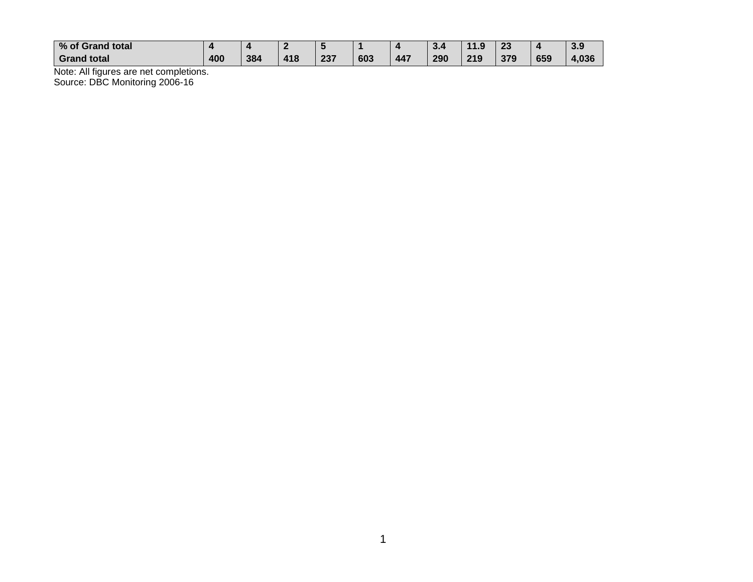| % of Grand total | 4 | 4 | 2 | 5 | 1 | 4 | 3.4 | 11.9 | 23 | 4 | 3.9 |
|---|---|---|---|---|---|---|---|---|---|---|---|
| **Grand total** | **400** | **384** | **418** | **237** | **603** | **447** | **290** | **219** | **379** | **659** | **4,036** |

Note: All figures are net completions.
Source: DBC Monitoring 2006-16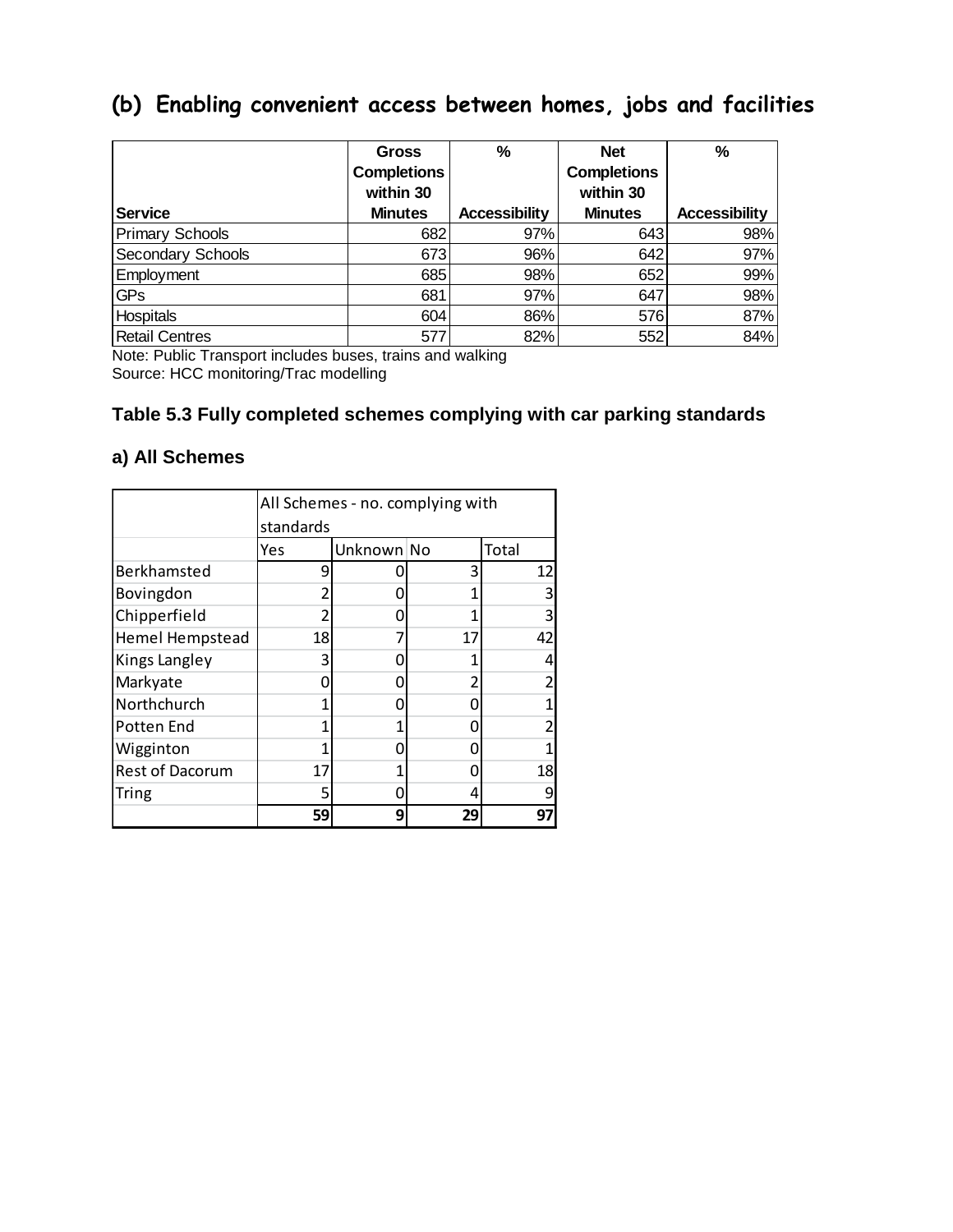## (b) Enabling convenient access between homes, jobs and facilities

| Service | Gross Completions within 30 Minutes | % Accessibility | Net Completions within 30 Minutes | % Accessibility |
|---|---|---|---|---|
| Primary Schools | 682 | 97% | 643 | 98% |
| Secondary Schools | 673 | 96% | 642 | 97% |
| Employment | 685 | 98% | 652 | 99% |
| GPs | 681 | 97% | 647 | 98% |
| Hospitals | 604 | 86% | 576 | 87% |
| Retail Centres | 577 | 82% | 552 | 84% |

Note: Public Transport includes buses, trains and walking
Source: HCC monitoring/Trac modelling

### Table 5.3 Fully completed schemes complying with car parking standards

#### a) All Schemes

| | All Schemes - no. complying with standards | | | |
|---|---|---|---|---|
| | Yes | Unknown | No | Total |
| Berkhamsted | 9 | 0 | 3 | 12 |
| Bovingdon | 2 | 0 | 1 | 3 |
| Chipperfield | 2 | 0 | 1 | 3 |
| Hemel Hempstead | 18 | 7 | 17 | 42 |
| Kings Langley | 3 | 0 | 1 | 4 |
| Markyate | 0 | 0 | 2 | 2 |
| Northchurch | 1 | 0 | 0 | 1 |
| Potten End | 1 | 1 | 0 | 2 |
| Wigginton | 1 | 0 | 0 | 1 |
| Rest of Dacorum | 17 | 1 | 0 | 18 |
| Tring | 5 | 0 | 4 | 9 |
| | **59** | **9** | **29** | **97** |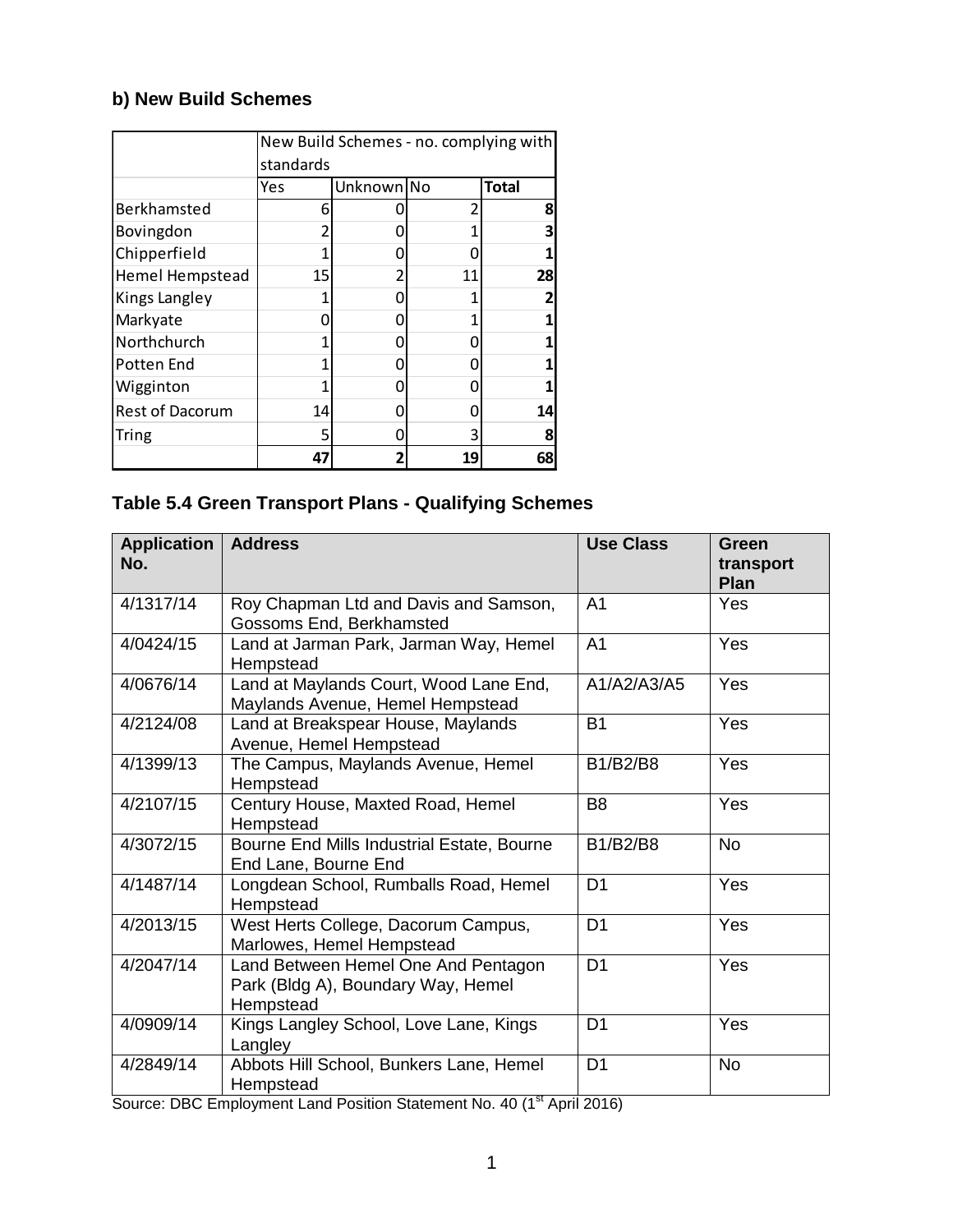### b) New Build Schemes

| | New Build Schemes - no. complying with standards | | | |
|---|---|---|---|---|
| | Yes | Unknown | No | **Total** |
| Berkhamsted | 6 | 0 | 2 | **8** |
| Bovingdon | 2 | 0 | 1 | **3** |
| Chipperfield | 1 | 0 | 0 | **1** |
| Hemel Hempstead | 15 | 2 | 11 | **28** |
| Kings Langley | 1 | 0 | 1 | **2** |
| Markyate | 0 | 0 | 1 | **1** |
| Northchurch | 1 | 0 | 0 | **1** |
| Potten End | 1 | 0 | 0 | **1** |
| Wigginton | 1 | 0 | 0 | **1** |
| Rest of Dacorum | 14 | 0 | 0 | **14** |
| Tring | 5 | 0 | 3 | **8** |
| | **47** | **2** | **19** | **68** |

### Table 5.4 Green Transport Plans - Qualifying Schemes

| Application No. | Address | Use Class | Green transport Plan |
|---|---|---|---|
| 4/1317/14 | Roy Chapman Ltd and Davis and Samson, Gossoms End, Berkhamsted | A1 | Yes |
| 4/0424/15 | Land at Jarman Park, Jarman Way, Hemel Hempstead | A1 | Yes |
| 4/0676/14 | Land at Maylands Court, Wood Lane End, Maylands Avenue, Hemel Hempstead | A1/A2/A3/A5 | Yes |
| 4/2124/08 | Land at Breakspear House, Maylands Avenue, Hemel Hempstead | B1 | Yes |
| 4/1399/13 | The Campus, Maylands Avenue, Hemel Hempstead | B1/B2/B8 | Yes |
| 4/2107/15 | Century House, Maxted Road, Hemel Hempstead | B8 | Yes |
| 4/3072/15 | Bourne End Mills Industrial Estate, Bourne End Lane, Bourne End | B1/B2/B8 | No |
| 4/1487/14 | Longdean School, Rumballs Road, Hemel Hempstead | D1 | Yes |
| 4/2013/15 | West Herts College, Dacorum Campus, Marlowes, Hemel Hempstead | D1 | Yes |
| 4/2047/14 | Land Between Hemel One And Pentagon Park (Bldg A), Boundary Way, Hemel Hempstead | D1 | Yes |
| 4/0909/14 | Kings Langley School, Love Lane, Kings Langley | D1 | Yes |
| 4/2849/14 | Abbots Hill School, Bunkers Lane, Hemel Hempstead | D1 | No |

Source: DBC Employment Land Position Statement No. 40 (1st April 2016)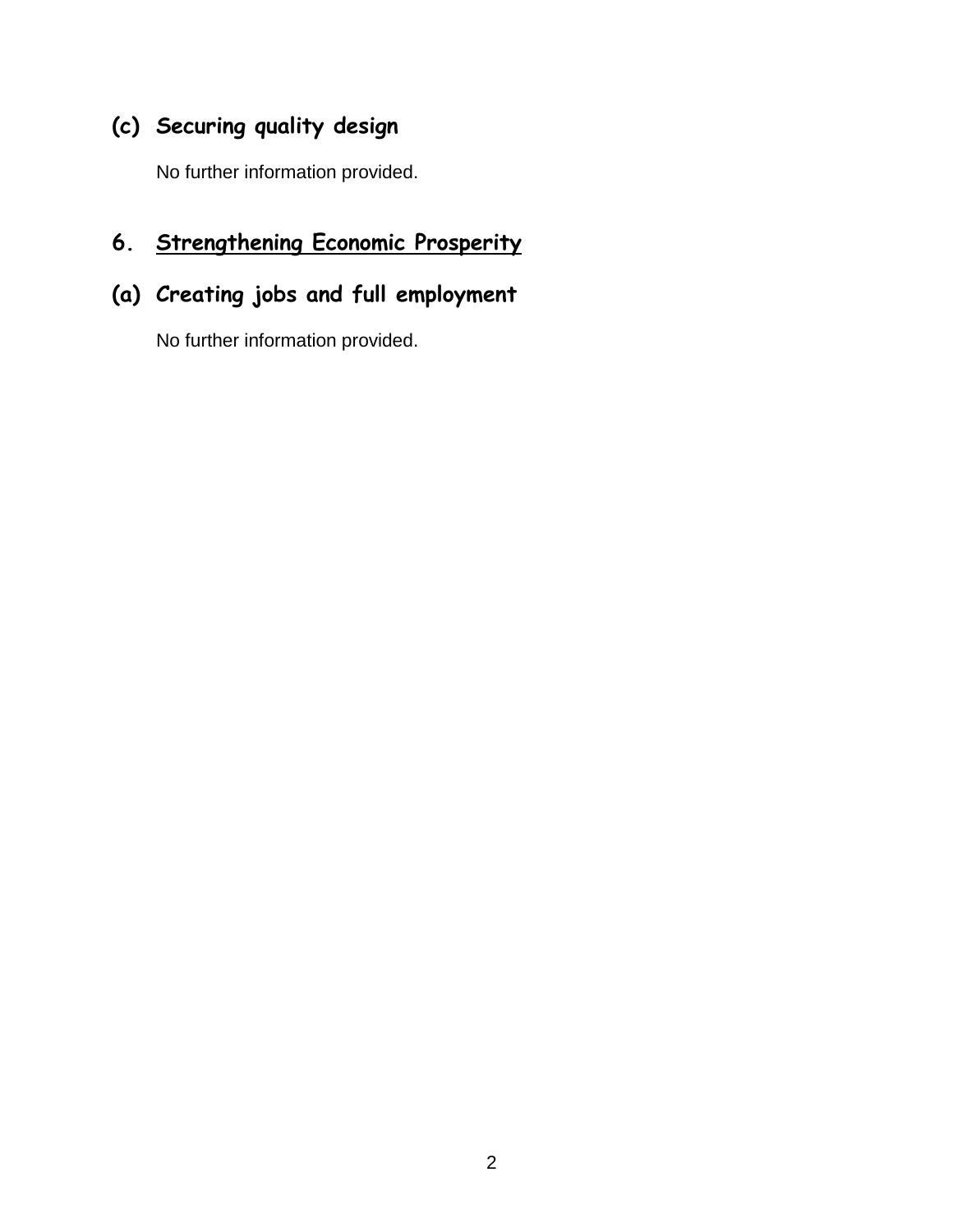### (c) Securing quality design

No further information provided.

## 6. Strengthening Economic Prosperity

### (a) Creating jobs and full employment

No further information provided.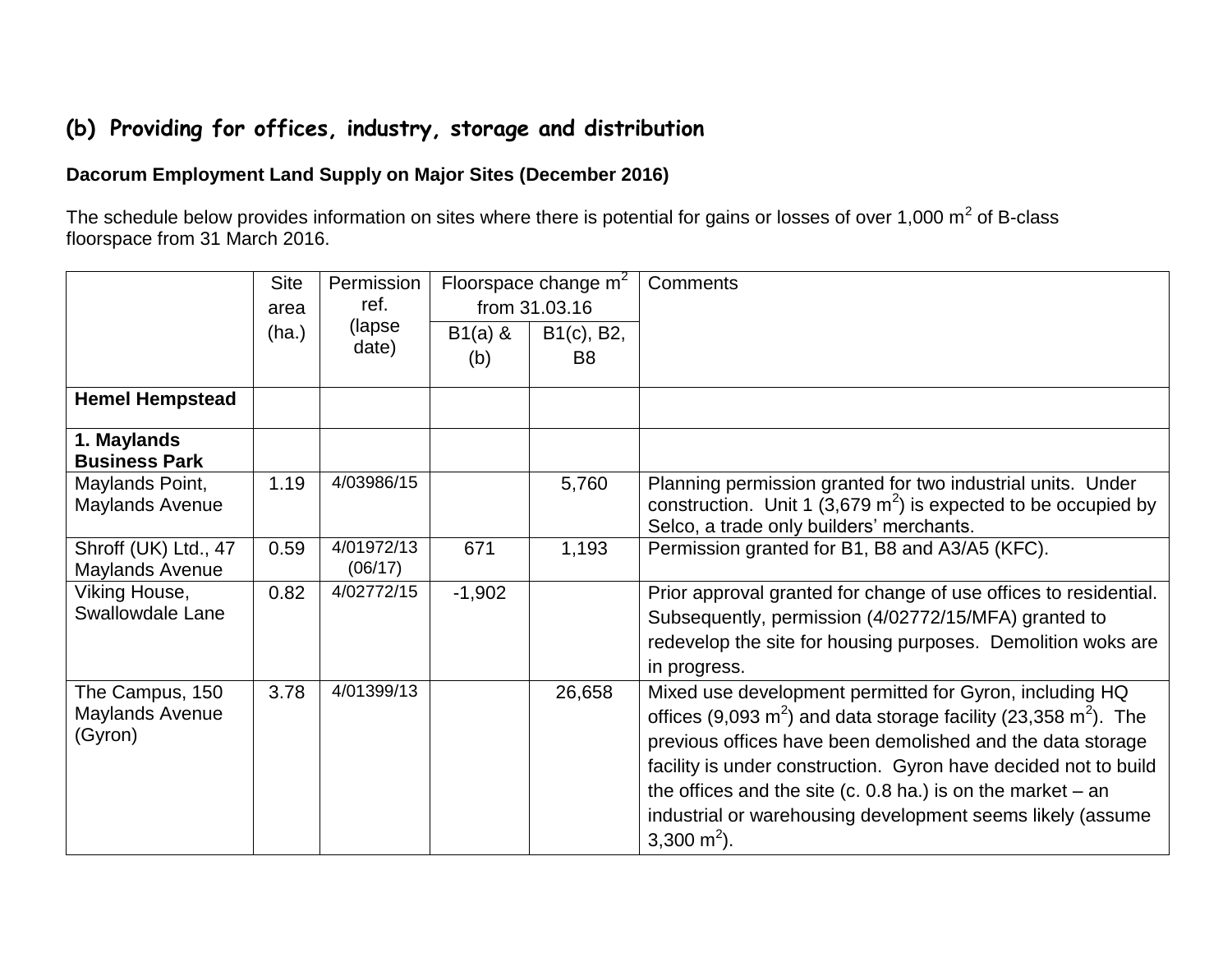## (b) Providing for offices, industry, storage and distribution

**Dacorum Employment Land Supply on Major Sites (December 2016)**

The schedule below provides information on sites where there is potential for gains or losses of over 1,000 $m^2$ of B-class floorspace from 31 March 2016.

| | Site area (ha.) | Permission ref. (lapse date) | Floorspace change $m^2$ from 31.03.16 | | Comments |
|---|---|---|---|---|---|
| | | | B1(a) & (b) | B1(c), B2, B8 | |
| **Hemel Hempstead** | | | | | |
| **1. Maylands Business Park** | | | | | |
| Maylands Point, Maylands Avenue | 1.19 | 4/03986/15 | | 5,760 | Planning permission granted for two industrial units. Under construction. Unit 1 (3,679 $m^2$) is expected to be occupied by Selco, a trade only builders' merchants. |
| Shroff (UK) Ltd., 47 Maylands Avenue | 0.59 | 4/01972/13 (06/17) | 671 | 1,193 | Permission granted for B1, B8 and A3/A5 (KFC). |
| Viking House, Swallowdale Lane | 0.82 | 4/02772/15 | -1,902 | | Prior approval granted for change of use offices to residential. Subsequently, permission (4/02772/15/MFA) granted to redevelop the site for housing purposes. Demolition woks are in progress. |
| The Campus, 150 Maylands Avenue (Gyron) | 3.78 | 4/01399/13 | | 26,658 | Mixed use development permitted for Gyron, including HQ offices (9,093 $m^2$) and data storage facility (23,358 $m^2$). The previous offices have been demolished and the data storage facility is under construction. Gyron have decided not to build the offices and the site (c. 0.8 ha.) is on the market – an industrial or warehousing development seems likely (assume 3,300 $m^2$). |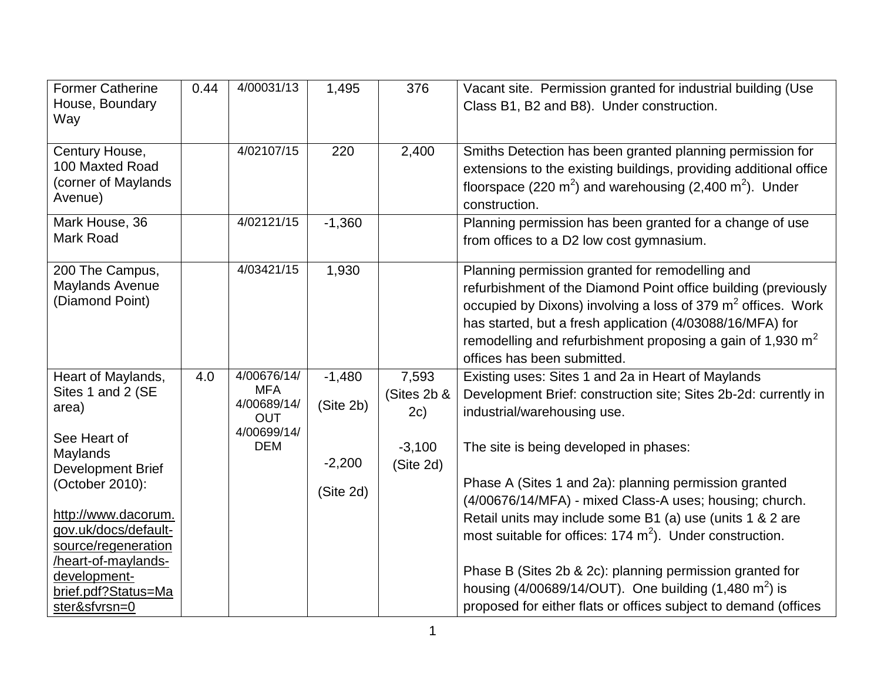| Former Catherine House, Boundary Way | 0.44 | 4/00031/13 | 1,495 | 376 | Vacant site. Permission granted for industrial building (Use Class B1, B2 and B8). Under construction. |
|---|---|---|---|---|---|
| Century House, 100 Maxted Road (corner of Maylands Avenue) | | 4/02107/15 | 220 | 2,400 | Smiths Detection has been granted planning permission for extensions to the existing buildings, providing additional office floorspace (220 $m^2$) and warehousing (2,400 $m^2$). Under construction. |
| Mark House, 36 Mark Road | | 4/02121/15 | -1,360 | | Planning permission has been granted for a change of use from offices to a D2 low cost gymnasium. |
| 200 The Campus, Maylands Avenue (Diamond Point) | | 4/03421/15 | 1,930 | | Planning permission granted for remodelling and refurbishment of the Diamond Point office building (previously occupied by Dixons) involving a loss of 379 $m^2$ offices. Work has started, but a fresh application (4/03088/16/MFA) for remodelling and refurbishment proposing a gain of 1,930 $m^2$ offices has been submitted. |
| Heart of Maylands, Sites 1 and 2 (SE area)<br><br>See Heart of Maylands Development Brief (October 2010):<br><br>http://www.dacorum.gov.uk/docs/default-source/regeneration/heart-of-maylands-development-brief.pdf?Status=Master&sfvrsn=0 | 4.0 | 4/00676/14/MFA<br>4/00689/14/OUT<br>4/00699/14/DEM | -1,480<br>(Site 2b)<br><br>-2,200<br>(Site 2d) | 7,593<br>(Sites 2b & 2c)<br><br>-3,100<br>(Site 2d) | Existing uses: Sites 1 and 2a in Heart of Maylands Development Brief: construction site; Sites 2b-2d: currently in industrial/warehousing use.<br><br>The site is being developed in phases:<br><br>Phase A (Sites 1 and 2a): planning permission granted (4/00676/14/MFA) - mixed Class-A uses; housing; church. Retail units may include some B1 (a) use (units 1 & 2 are most suitable for offices: 174 $m^2$). Under construction.<br><br>Phase B (Sites 2b & 2c): planning permission granted for housing (4/00689/14/OUT). One building (1,480 $m^2$) is proposed for either flats or offices subject to demand (offices |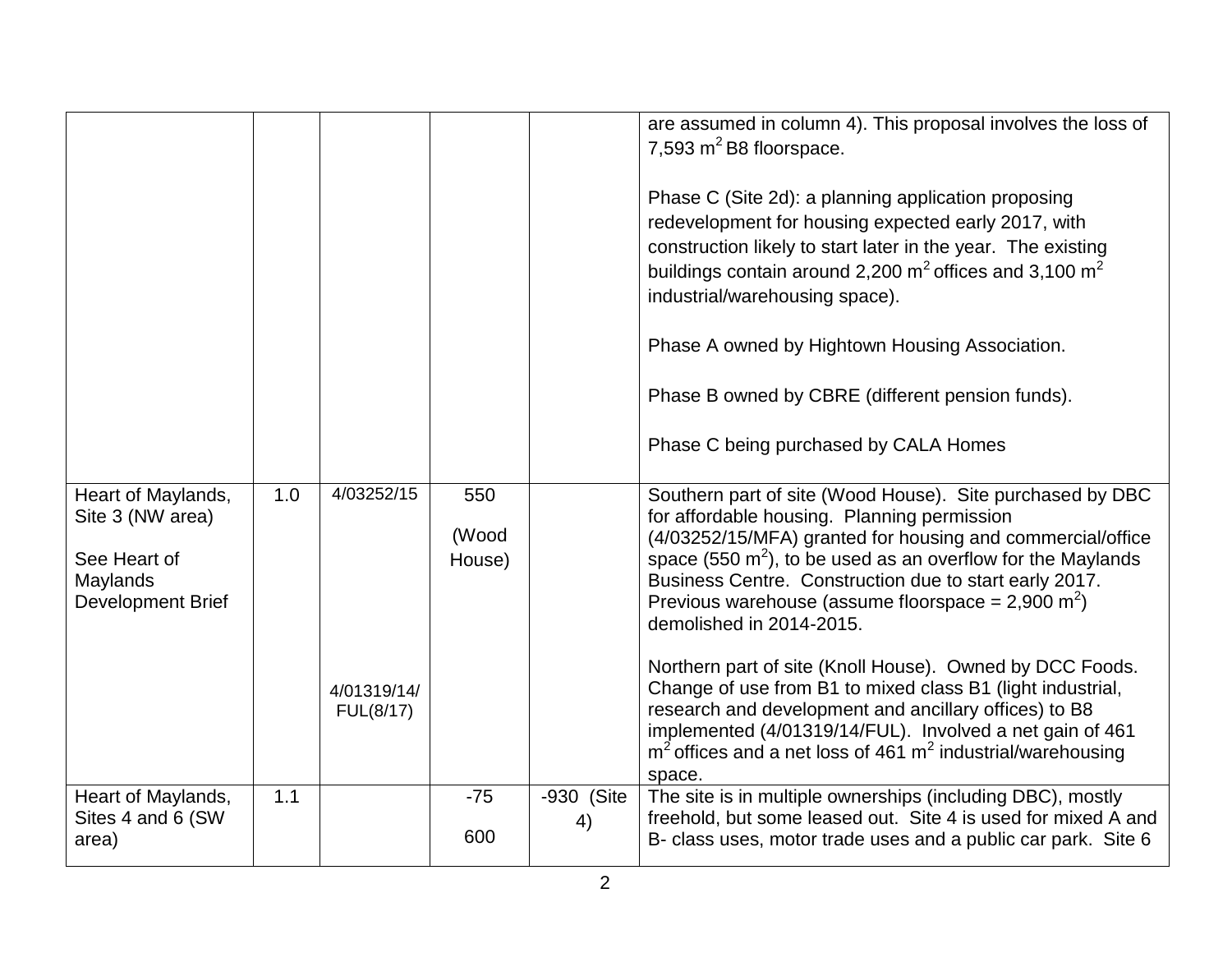| | | | | | |
|---|---|---|---|---|---|
| | | | | | are assumed in column 4). This proposal involves the loss of 7,593 $m^2$ B8 floorspace.<br><br>Phase C (Site 2d): a planning application proposing redevelopment for housing expected early 2017, with construction likely to start later in the year. The existing buildings contain around 2,200 $m^2$ offices and 3,100 $m^2$ industrial/warehousing space).<br><br>Phase A owned by Hightown Housing Association.<br><br>Phase B owned by CBRE (different pension funds).<br><br>Phase C being purchased by CALA Homes |
| Heart of Maylands, Site 3 (NW area)<br><br>See Heart of Maylands Development Brief | 1.0 | 4/03252/15<br><br>4/01319/14/ FUL(8/17) | 550 (Wood House) | | Southern part of site (Wood House). Site purchased by DBC for affordable housing. Planning permission (4/03252/15/MFA) granted for housing and commercial/office space (550 $m^2$), to be used as an overflow for the Maylands Business Centre. Construction due to start early 2017. Previous warehouse (assume floorspace = 2,900 $m^2$) demolished in 2014-2015.<br><br>Northern part of site (Knoll House). Owned by DCC Foods. Change of use from B1 to mixed class B1 (light industrial, research and development and ancillary offices) to B8 implemented (4/01319/14/FUL). Involved a net gain of 461 $m^2$ offices and a net loss of 461 $m^2$ industrial/warehousing space. |
| Heart of Maylands, Sites 4 and 6 (SW area) | 1.1 | | -75<br><br>600 | -930 (Site 4) | The site is in multiple ownerships (including DBC), mostly freehold, but some leased out. Site 4 is used for mixed A and B- class uses, motor trade uses and a public car park. Site 6 |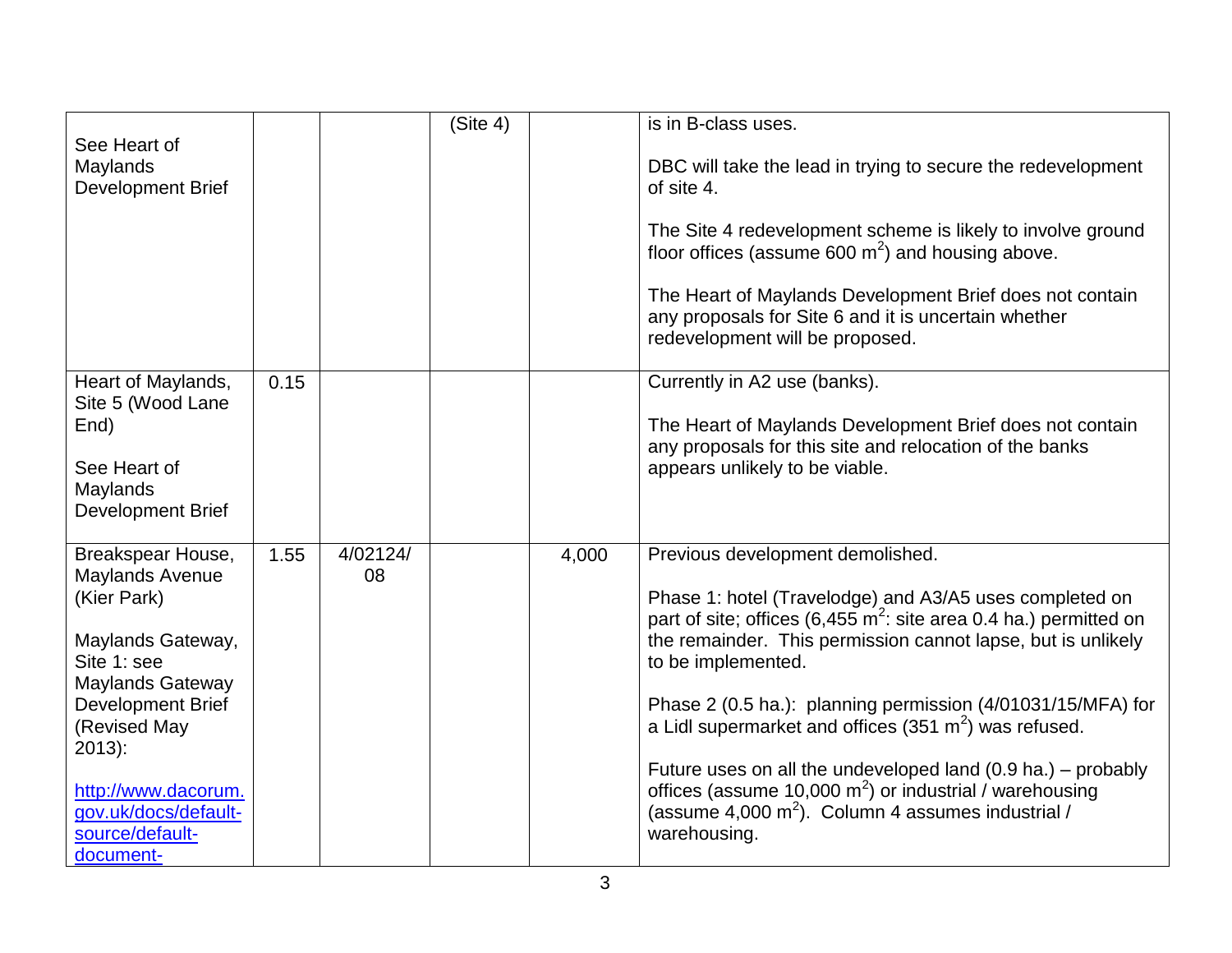| | | | | | |
|---|---|---|---|---|---|
| See Heart of Maylands Development Brief | | | (Site 4) | | is in B-class uses.<br><br>DBC will take the lead in trying to secure the redevelopment of site 4.<br><br>The Site 4 redevelopment scheme is likely to involve ground floor offices (assume 600 $m^2$) and housing above.<br><br>The Heart of Maylands Development Brief does not contain any proposals for Site 6 and it is uncertain whether redevelopment will be proposed. |
| Heart of Maylands, Site 5 (Wood Lane End)<br><br>See Heart of Maylands Development Brief | 0.15 | | | | Currently in A2 use (banks).<br><br>The Heart of Maylands Development Brief does not contain any proposals for this site and relocation of the banks appears unlikely to be viable. |
| Breakspear House, Maylands Avenue (Kier Park)<br><br>Maylands Gateway, Site 1: see Maylands Gateway Development Brief (Revised May 2013):<br><br>http://www.dacorum.gov.uk/docs/default-source/default-document- | 1.55 | 4/02124/08 | | 4,000 | Previous development demolished.<br><br>Phase 1: hotel (Travelodge) and A3/A5 uses completed on part of site; offices (6,455 $m^2$: site area 0.4 ha.) permitted on the remainder. This permission cannot lapse, but is unlikely to be implemented.<br><br>Phase 2 (0.5 ha.): planning permission (4/01031/15/MFA) for a Lidl supermarket and offices (351 $m^2$) was refused.<br><br>Future uses on all the undeveloped land (0.9 ha.) – probably offices (assume 10,000 $m^2$) or industrial / warehousing (assume 4,000 $m^2$). Column 4 assumes industrial / warehousing. |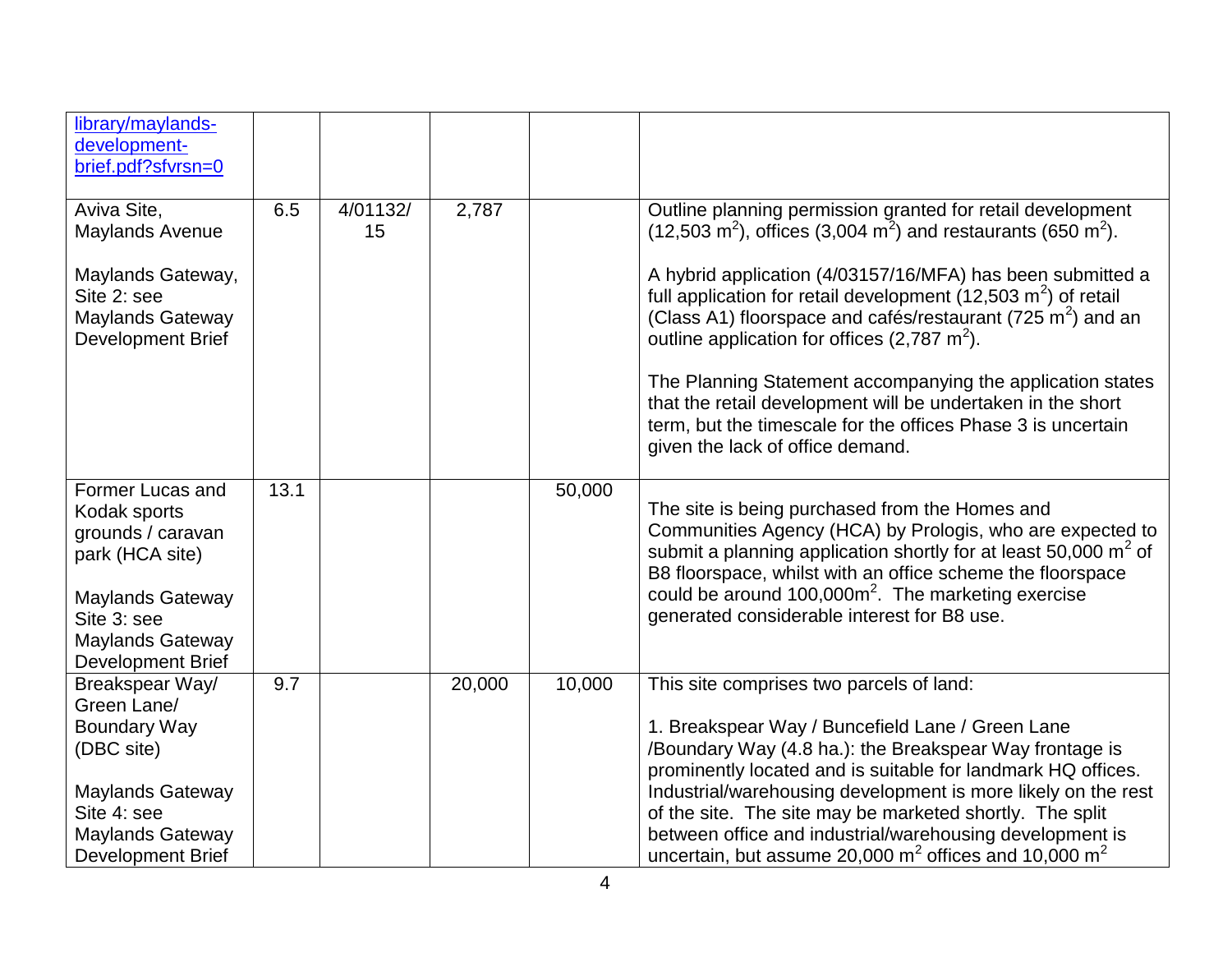| | | | | | |
|---|---|---|---|---|---|
| library/maylands-development-brief.pdf?sfvrsn=0 | | | | | |
| Aviva Site, Maylands Avenue<br><br>Maylands Gateway, Site 2: see Maylands Gateway Development Brief | 6.5 | 4/01132/15 | 2,787 | | Outline planning permission granted for retail development (12,503 $m^2$), offices (3,004 $m^2$) and restaurants (650 $m^2$).<br><br>A hybrid application (4/03157/16/MFA) has been submitted a full application for retail development (12,503 $m^2$) of retail (Class A1) floorspace and cafés/restaurant (725 $m^2$) and an outline application for offices (2,787 $m^2$).<br><br>The Planning Statement accompanying the application states that the retail development will be undertaken in the short term, but the timescale for the offices Phase 3 is uncertain given the lack of office demand. |
| Former Lucas and Kodak sports grounds / caravan park (HCA site)<br><br>Maylands Gateway Site 3: see Maylands Gateway Development Brief | 13.1 | | | 50,000 | The site is being purchased from the Homes and Communities Agency (HCA) by Prologis, who are expected to submit a planning application shortly for at least 50,000 $m^2$ of B8 floorspace, whilst with an office scheme the floorspace could be around 100,000$m^2$. The marketing exercise generated considerable interest for B8 use. |
| Breakspear Way/ Green Lane/ Boundary Way (DBC site)<br><br>Maylands Gateway Site 4: see Maylands Gateway Development Brief | 9.7 | | 20,000 | 10,000 | This site comprises two parcels of land:<br><br>1. Breakspear Way / Buncefield Lane / Green Lane /Boundary Way (4.8 ha.): the Breakspear Way frontage is prominently located and is suitable for landmark HQ offices. Industrial/warehousing development is more likely on the rest of the site. The site may be marketed shortly. The split between office and industrial/warehousing development is uncertain, but assume 20,000 $m^2$ offices and 10,000 $m^2$ |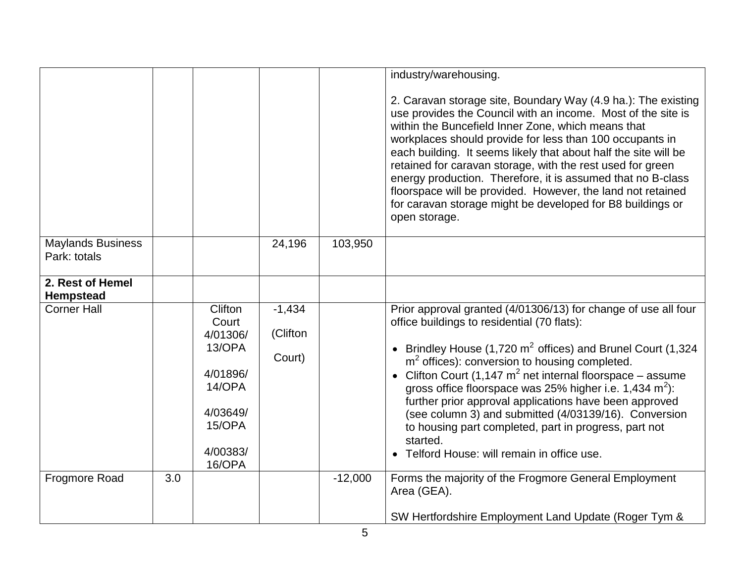| | | | | | |
|---|---|---|---|---|---|
| | | | | | industry/warehousing.<br><br>2. Caravan storage site, Boundary Way (4.9 ha.): The existing use provides the Council with an income. Most of the site is within the Buncefield Inner Zone, which means that workplaces should provide for less than 100 occupants in each building. It seems likely that about half the site will be retained for caravan storage, with the rest used for green energy production. Therefore, it is assumed that no B-class floorspace will be provided. However, the land not retained for caravan storage might be developed for B8 buildings or open storage. |
| Maylands Business Park: totals | | | 24,196 | 103,950 | |
| **2. Rest of Hemel Hempstead** | | | | | |
| Corner Hall | | Clifton Court 4/01306/13/OPA<br><br>4/01896/14/OPA<br><br>4/03649/15/OPA<br><br>4/00383/16/OPA | -1,434 (Clifton Court) | | Prior approval granted (4/01306/13) for change of use all four office buildings to residential (70 flats):<br><br>• Brindley House (1,720 $m^2$ offices) and Brunel Court (1,324 $m^2$ offices): conversion to housing completed.<br>• Clifton Court (1,147 $m^2$ net internal floorspace – assume gross office floorspace was 25% higher i.e. 1,434 $m^2$): further prior approval applications have been approved (see column 3) and submitted (4/03139/16). Conversion to housing part completed, part in progress, part not started.<br>• Telford House: will remain in office use. |
| Frogmore Road | 3.0 | | | -12,000 | Forms the majority of the Frogmore General Employment Area (GEA).<br><br>SW Hertfordshire Employment Land Update (Roger Tym & |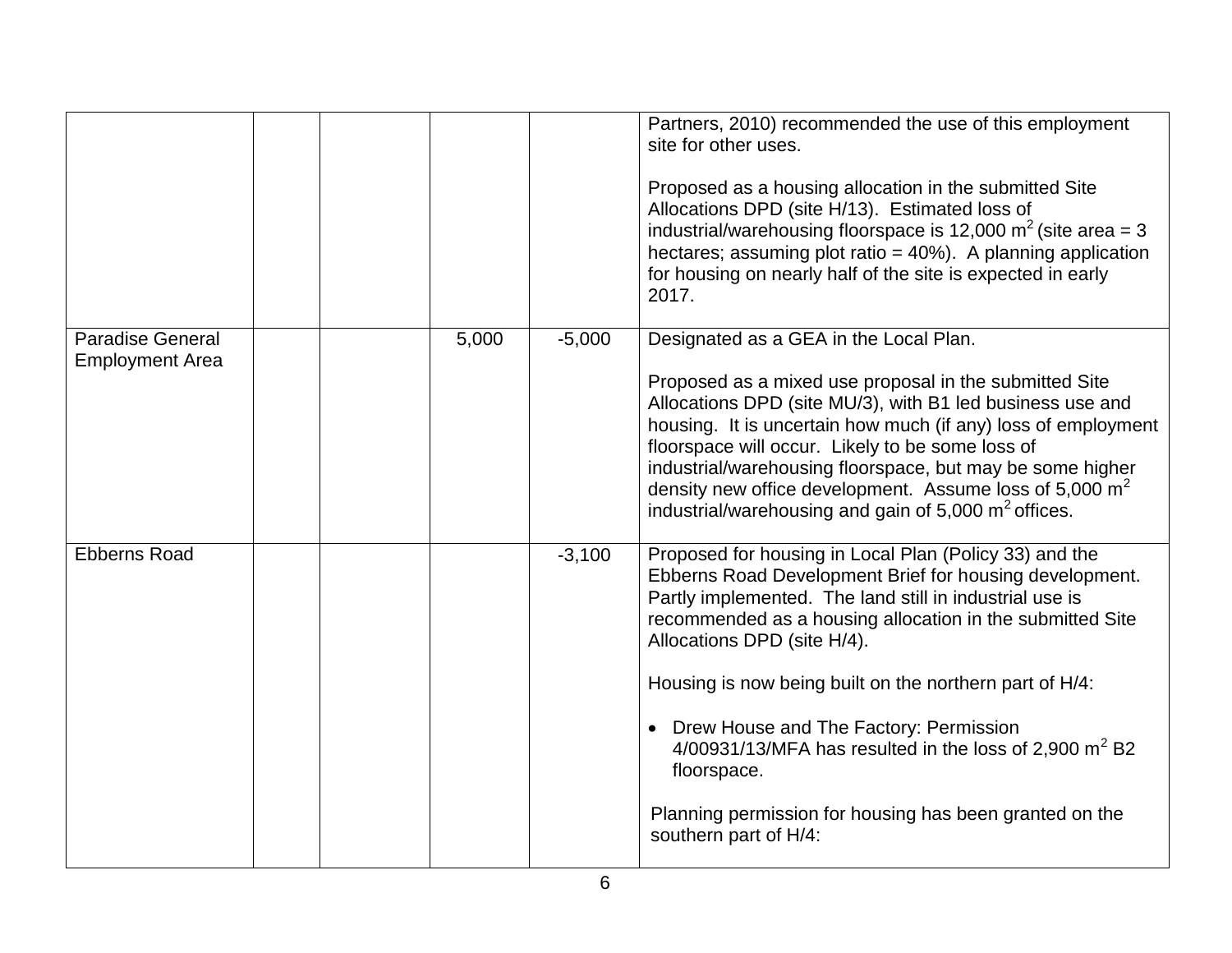|  |  |  |  |  | Partners, 2010) recommended the use of this employment site for other uses.<br><br>Proposed as a housing allocation in the submitted Site Allocations DPD (site H/13). Estimated loss of industrial/warehousing floorspace is 12,000 $m^2$ (site area = 3 hectares; assuming plot ratio = 40%). A planning application for housing on nearly half of the site is expected in early 2017. |
|---|---|---|---|---|---|
| Paradise General Employment Area |  |  | 5,000 | -5,000 | Designated as a GEA in the Local Plan.<br><br>Proposed as a mixed use proposal in the submitted Site Allocations DPD (site MU/3), with B1 led business use and housing. It is uncertain how much (if any) loss of employment floorspace will occur. Likely to be some loss of industrial/warehousing floorspace, but may be some higher density new office development. Assume loss of 5,000 $m^2$ industrial/warehousing and gain of 5,000 $m^2$ offices. |
| Ebberns Road |  |  |  | -3,100 | Proposed for housing in Local Plan (Policy 33) and the Ebberns Road Development Brief for housing development. Partly implemented. The land still in industrial use is recommended as a housing allocation in the submitted Site Allocations DPD (site H/4).<br><br>Housing is now being built on the northern part of H/4:<br><br>• Drew House and The Factory: Permission 4/00931/13/MFA has resulted in the loss of 2,900 $m^2$ B2 floorspace.<br><br>Planning permission for housing has been granted on the southern part of H/4: |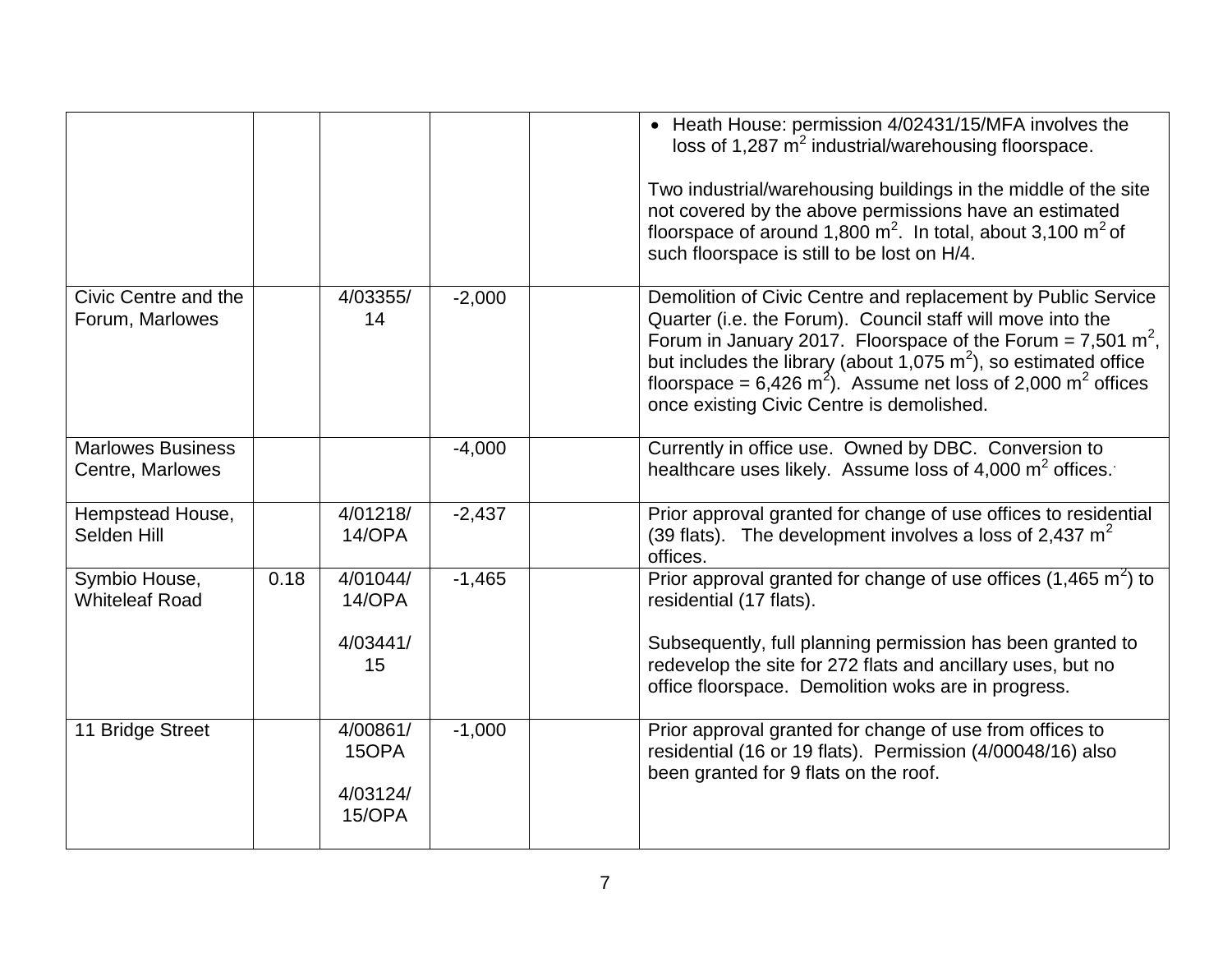| | | | | | |
|---|---|---|---|---|---|
| | | | | | • Heath House: permission 4/02431/15/MFA involves the loss of 1,287 m$^2$ industrial/warehousing floorspace.<br><br>Two industrial/warehousing buildings in the middle of the site not covered by the above permissions have an estimated floorspace of around 1,800 m$^2$. In total, about 3,100 m$^2$ of such floorspace is still to be lost on H/4. |
| Civic Centre and the Forum, Marlowes | | 4/03355/14 | -2,000 | | Demolition of Civic Centre and replacement by Public Service Quarter (i.e. the Forum). Council staff will move into the Forum in January 2017. Floorspace of the Forum = 7,501 m$^2$, but includes the library (about 1,075 m$^2$), so estimated office floorspace = 6,426 m$^2$). Assume net loss of 2,000 m$^2$ offices once existing Civic Centre is demolished. |
| Marlowes Business Centre, Marlowes | | | -4,000 | | Currently in office use. Owned by DBC. Conversion to healthcare uses likely. Assume loss of 4,000 m$^2$ offices. |
| Hempstead House, Selden Hill | | 4/01218/14/OPA | -2,437 | | Prior approval granted for change of use offices to residential (39 flats). The development involves a loss of 2,437 m$^2$ offices. |
| Symbio House, Whiteleaf Road | 0.18 | 4/01044/14/OPA<br><br>4/03441/15 | -1,465 | | Prior approval granted for change of use offices (1,465 m$^2$) to residential (17 flats).<br><br>Subsequently, full planning permission has been granted to redevelop the site for 272 flats and ancillary uses, but no office floorspace. Demolition woks are in progress. |
| 11 Bridge Street | | 4/00861/15OPA<br><br>4/03124/15/OPA | -1,000 | | Prior approval granted for change of use from offices to residential (16 or 19 flats). Permission (4/00048/16) also been granted for 9 flats on the roof. |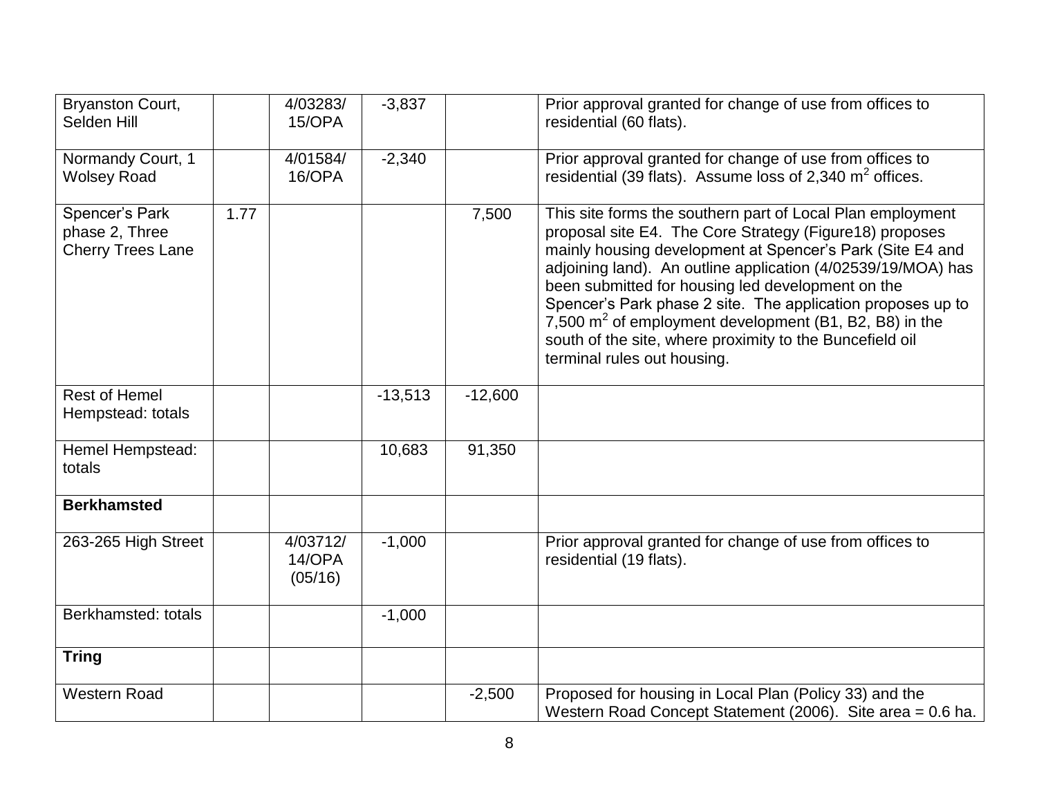| | | | | | |
|---|---|---|---|---|---|
| Bryanston Court, Selden Hill | | 4/03283/ 15/OPA | -3,837 | | Prior approval granted for change of use from offices to residential (60 flats). |
| Normandy Court, 1 Wolsey Road | | 4/01584/ 16/OPA | -2,340 | | Prior approval granted for change of use from offices to residential (39 flats). Assume loss of 2,340 $m^2$ offices. |
| Spencer's Park phase 2, Three Cherry Trees Lane | 1.77 | | | 7,500 | This site forms the southern part of Local Plan employment proposal site E4. The Core Strategy (Figure18) proposes mainly housing development at Spencer's Park (Site E4 and adjoining land). An outline application (4/02539/19/MOA) has been submitted for housing led development on the Spencer's Park phase 2 site. The application proposes up to 7,500 $m^2$ of employment development (B1, B2, B8) in the south of the site, where proximity to the Buncefield oil terminal rules out housing. |
| Rest of Hemel Hempstead: totals | | | -13,513 | -12,600 | |
| Hemel Hempstead: totals | | | 10,683 | 91,350 | |
| **Berkhamsted** | | | | | |
| 263-265 High Street | | 4/03712/ 14/OPA (05/16) | -1,000 | | Prior approval granted for change of use from offices to residential (19 flats). |
| Berkhamsted: totals | | | -1,000 | | |
| **Tring** | | | | | |
| Western Road | | | | -2,500 | Proposed for housing in Local Plan (Policy 33) and the Western Road Concept Statement (2006). Site area = 0.6 ha. |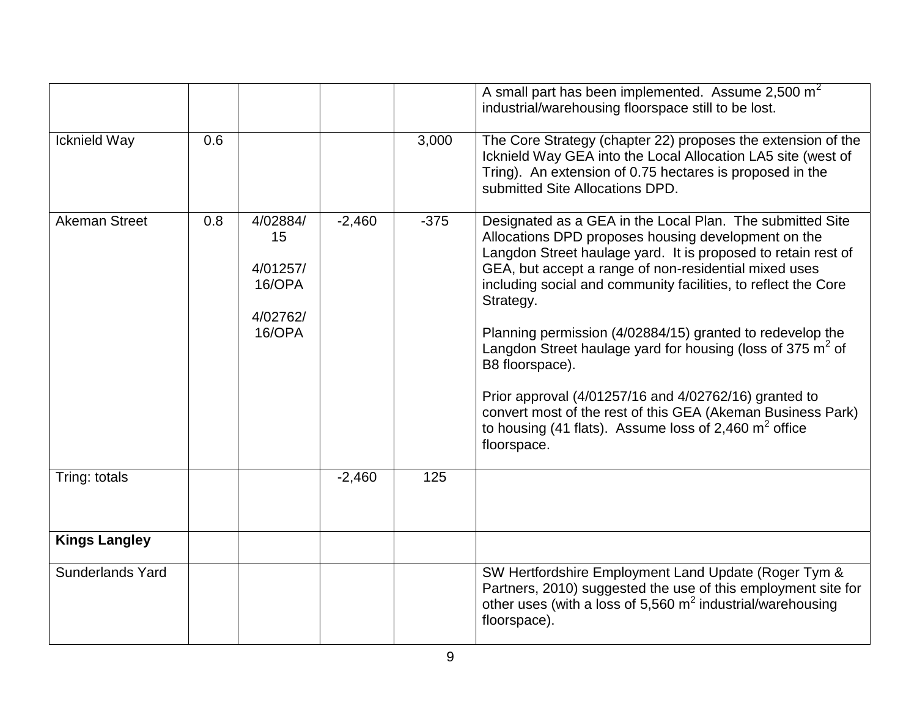| | | | | | |
|---|---|---|---|---|---|
| | | | | | A small part has been implemented. Assume 2,500 $m^2$ industrial/warehousing floorspace still to be lost. |
| Icknield Way | 0.6 | | | 3,000 | The Core Strategy (chapter 22) proposes the extension of the Icknield Way GEA into the Local Allocation LA5 site (west of Tring). An extension of 0.75 hectares is proposed in the submitted Site Allocations DPD. |
| Akeman Street | 0.8 | 4/02884/15<br><br>4/01257/16/OPA<br><br>4/02762/16/OPA | -2,460 | -375 | Designated as a GEA in the Local Plan. The submitted Site Allocations DPD proposes housing development on the Langdon Street haulage yard. It is proposed to retain rest of GEA, but accept a range of non-residential mixed uses including social and community facilities, to reflect the Core Strategy.<br><br>Planning permission (4/02884/15) granted to redevelop the Langdon Street haulage yard for housing (loss of 375 $m^2$ of B8 floorspace).<br><br>Prior approval (4/01257/16 and 4/02762/16) granted to convert most of the rest of this GEA (Akeman Business Park) to housing (41 flats). Assume loss of 2,460 $m^2$ office floorspace. |
| Tring: totals | | | -2,460 | 125 | |
| **Kings Langley** | | | | | |
| Sunderlands Yard | | | | | SW Hertfordshire Employment Land Update (Roger Tym & Partners, 2010) suggested the use of this employment site for other uses (with a loss of 5,560 $m^2$ industrial/warehousing floorspace). |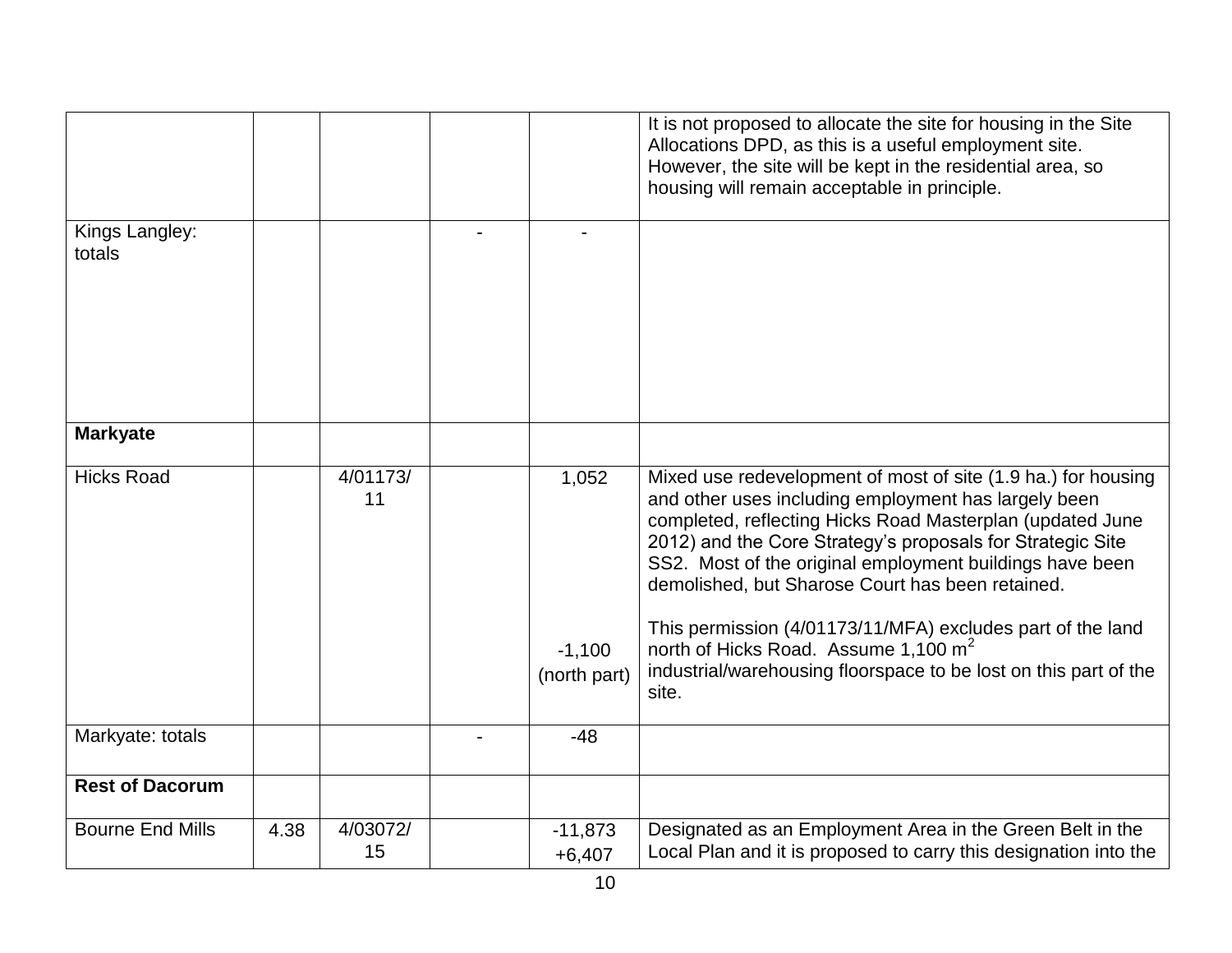| | | | | | |
|---|---|---|---|---|---|
| | | | | | It is not proposed to allocate the site for housing in the Site Allocations DPD, as this is a useful employment site. However, the site will be kept in the residential area, so housing will remain acceptable in principle. |
| Kings Langley: totals | | | - | - | |
| **Markyate** | | | | | |
| Hicks Road | | 4/01173/11 | | 1,052<br><br>-1,100 (north part) | Mixed use redevelopment of most of site (1.9 ha.) for housing and other uses including employment has largely been completed, reflecting Hicks Road Masterplan (updated June 2012) and the Core Strategy's proposals for Strategic Site SS2. Most of the original employment buildings have been demolished, but Sharose Court has been retained.<br><br>This permission (4/01173/11/MFA) excludes part of the land north of Hicks Road. Assume 1,100 $m^2$ industrial/warehousing floorspace to be lost on this part of the site. |
| Markyate: totals | | | - | -48 | |
| **Rest of Dacorum** | | | | | |
| Bourne End Mills | 4.38 | 4/03072/15 | | -11,873<br>+6,407 | Designated as an Employment Area in the Green Belt in the Local Plan and it is proposed to carry this designation into the |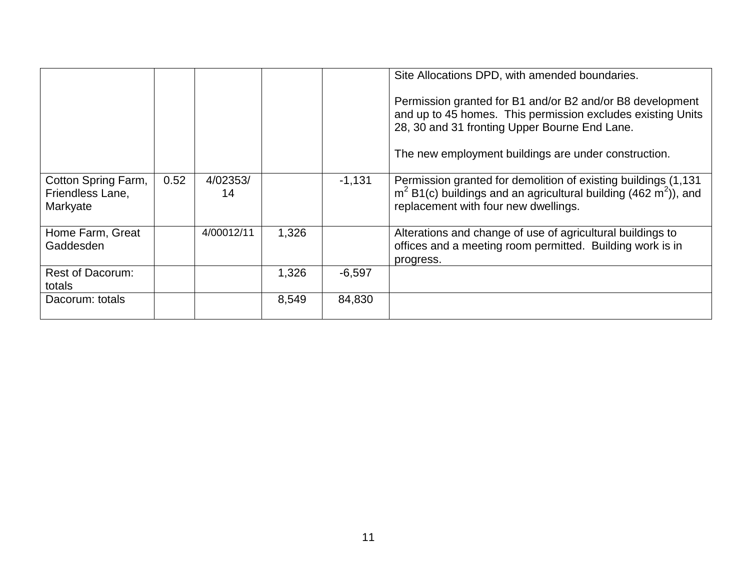| | | | | | |
|---|---|---|---|---|---|
| | | | | | Site Allocations DPD, with amended boundaries.<br><br>Permission granted for B1 and/or B2 and/or B8 development and up to 45 homes. This permission excludes existing Units 28, 30 and 31 fronting Upper Bourne End Lane.<br><br>The new employment buildings are under construction. |
| Cotton Spring Farm, Friendless Lane, Markyate | 0.52 | 4/02353/14 | | -1,131 | Permission granted for demolition of existing buildings (1,131 $m^2$ B1(c) buildings and an agricultural building (462 $m^2$)), and replacement with four new dwellings. |
| Home Farm, Great Gaddesden | | 4/00012/11 | 1,326 | | Alterations and change of use of agricultural buildings to offices and a meeting room permitted. Building work is in progress. |
| Rest of Dacorum: totals | | | 1,326 | -6,597 | |
| Dacorum: totals | | | 8,549 | 84,830 | |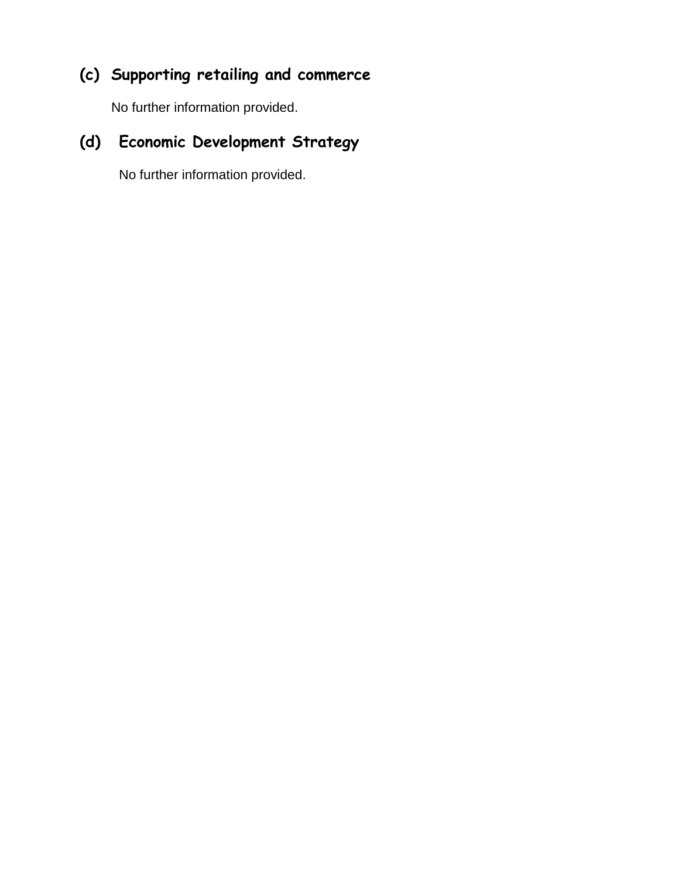### (c) Supporting retailing and commerce

No further information provided.

### (d) Economic Development Strategy

No further information provided.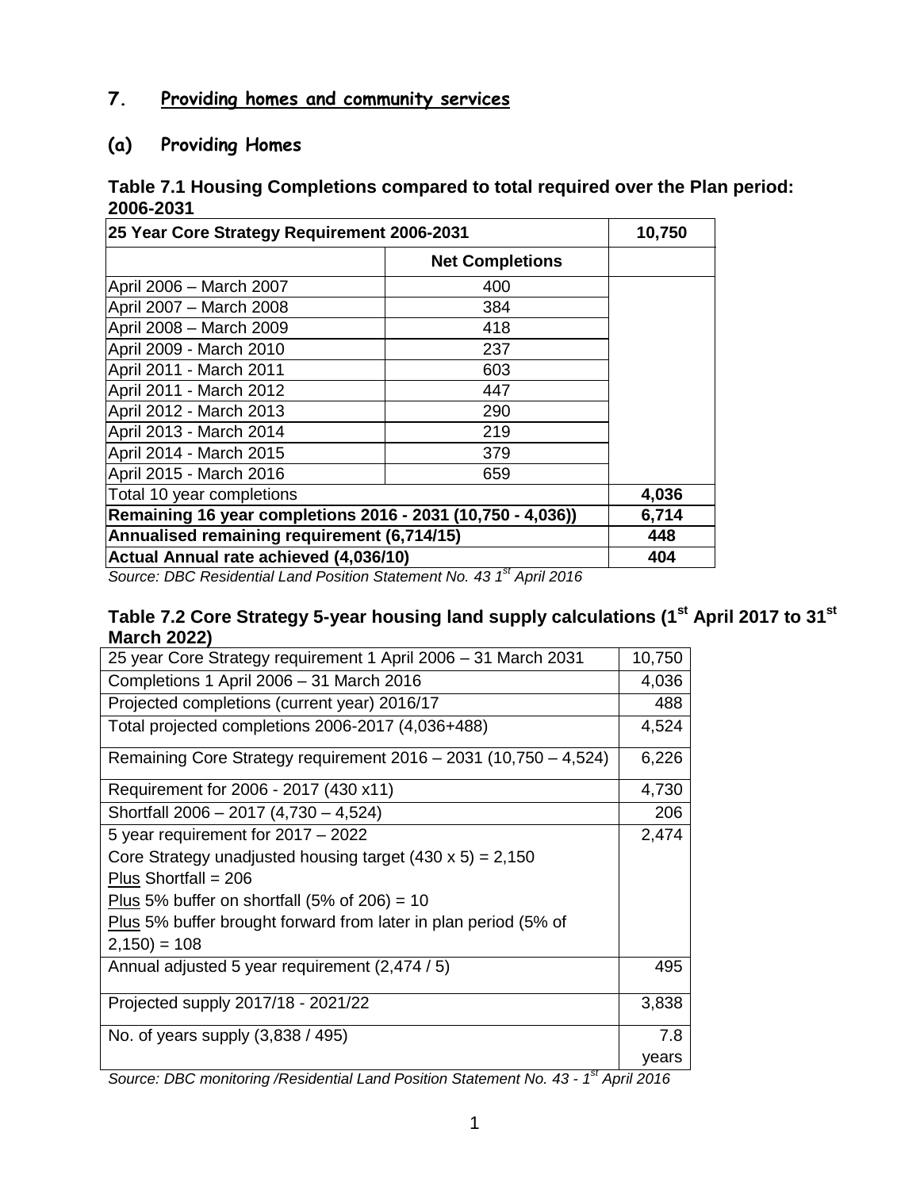# 7. Providing homes and community services

## (a) Providing Homes

**Table 7.1 Housing Completions compared to total required over the Plan period: 2006-2031**

| **25 Year Core Strategy Requirement 2006-2031** | | **10,750** |
|---|---|---|
| | **Net Completions** | |
| April 2006 – March 2007 | 400 | |
| April 2007 – March 2008 | 384 | |
| April 2008 – March 2009 | 418 | |
| April 2009 - March 2010 | 237 | |
| April 2011 - March 2011 | 603 | |
| April 2011 - March 2012 | 447 | |
| April 2012 - March 2013 | 290 | |
| April 2013 - March 2014 | 219 | |
| April 2014 - March 2015 | 379 | |
| April 2015 - March 2016 | 659 | |
| Total 10 year completions | | **4,036** |
| **Remaining 16 year completions 2016 - 2031 (10,750 - 4,036))** | | **6,714** |
| **Annualised remaining requirement (6,714/15)** | | **448** |
| **Actual Annual rate achieved (4,036/10)** | | **404** |

*Source: DBC Residential Land Position Statement No. 43 1st April 2016*

**Table 7.2 Core Strategy 5-year housing land supply calculations (1st April 2017 to 31st March 2022)**

| | |
|---|---|
| 25 year Core Strategy requirement 1 April 2006 – 31 March 2031 | 10,750 |
| Completions 1 April 2006 – 31 March 2016 | 4,036 |
| Projected completions (current year) 2016/17 | 488 |
| Total projected completions 2006-2017 (4,036+488) | 4,524 |
| Remaining Core Strategy requirement 2016 – 2031 (10,750 – 4,524) | 6,226 |
| Requirement for 2006 - 2017 (430 x11) | 4,730 |
| Shortfall 2006 – 2017 (4,730 – 4,524) | 206 |
| 5 year requirement for 2017 – 2022<br>Core Strategy unadjusted housing target (430 x 5) = 2,150<br>Plus Shortfall = 206<br>Plus 5% buffer on shortfall (5% of 206) = 10<br>Plus 5% buffer brought forward from later in plan period (5% of 2,150) = 108 | 2,474 |
| Annual adjusted 5 year requirement (2,474 / 5) | 495 |
| Projected supply 2017/18 - 2021/22 | 3,838 |
| No. of years supply (3,838 / 495) | 7.8 years |

*Source: DBC monitoring /Residential Land Position Statement No. 43 - 1st April 2016*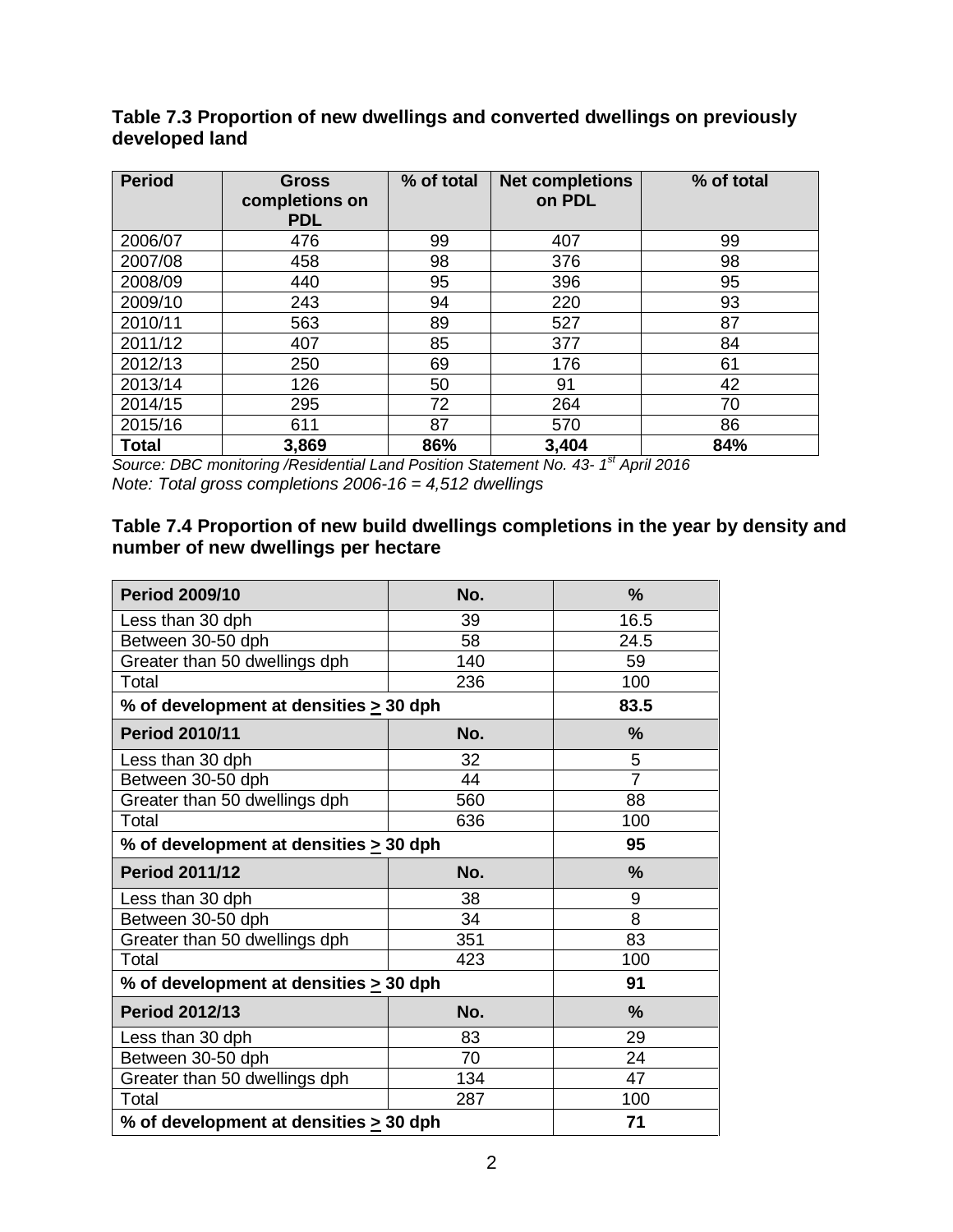**Table 7.3 Proportion of new dwellings and converted dwellings on previously developed land**

| Period | Gross completions on PDL | % of total | Net completions on PDL | % of total |
|---|---|---|---|---|
| 2006/07 | 476 | 99 | 407 | 99 |
| 2007/08 | 458 | 98 | 376 | 98 |
| 2008/09 | 440 | 95 | 396 | 95 |
| 2009/10 | 243 | 94 | 220 | 93 |
| 2010/11 | 563 | 89 | 527 | 87 |
| 2011/12 | 407 | 85 | 377 | 84 |
| 2012/13 | 250 | 69 | 176 | 61 |
| 2013/14 | 126 | 50 | 91 | 42 |
| 2014/15 | 295 | 72 | 264 | 70 |
| 2015/16 | 611 | 87 | 570 | 86 |
| **Total** | **3,869** | **86%** | **3,404** | **84%** |

*Source: DBC monitoring /Residential Land Position Statement No. 43- 1st April 2016*
*Note: Total gross completions 2006-16 = 4,512 dwellings*

**Table 7.4 Proportion of new build dwellings completions in the year by density and number of new dwellings per hectare**

| **Period 2009/10** | **No.** | **%** |
|---|---|---|
| Less than 30 dph | 39 | 16.5 |
| Between 30-50 dph | 58 | 24.5 |
| Greater than 50 dwellings dph | 140 | 59 |
| Total | 236 | 100 |
| **% of development at densities ≥ 30 dph** | | **83.5** |
| **Period 2010/11** | **No.** | **%** |
| Less than 30 dph | 32 | 5 |
| Between 30-50 dph | 44 | 7 |
| Greater than 50 dwellings dph | 560 | 88 |
| Total | 636 | 100 |
| **% of development at densities ≥ 30 dph** | | **95** |
| **Period 2011/12** | **No.** | **%** |
| Less than 30 dph | 38 | 9 |
| Between 30-50 dph | 34 | 8 |
| Greater than 50 dwellings dph | 351 | 83 |
| Total | 423 | 100 |
| **% of development at densities ≥ 30 dph** | | **91** |
| **Period 2012/13** | **No.** | **%** |
| Less than 30 dph | 83 | 29 |
| Between 30-50 dph | 70 | 24 |
| Greater than 50 dwellings dph | 134 | 47 |
| Total | 287 | 100 |
| **% of development at densities ≥ 30 dph** | | **71** |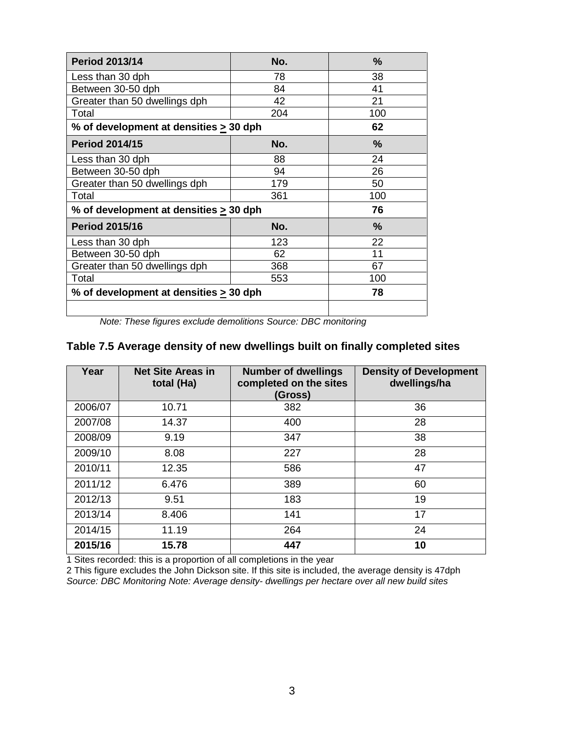| **Period 2013/14** | **No.** | **%** |
|---|---|---|
| Less than 30 dph | 78 | 38 |
| Between 30-50 dph | 84 | 41 |
| Greater than 50 dwellings dph | 42 | 21 |
| Total | 204 | 100 |
| **% of development at densities ≥ 30 dph** | | **62** |
| **Period 2014/15** | **No.** | **%** |
| Less than 30 dph | 88 | 24 |
| Between 30-50 dph | 94 | 26 |
| Greater than 50 dwellings dph | 179 | 50 |
| Total | 361 | 100 |
| **% of development at densities ≥ 30 dph** | | **76** |
| **Period 2015/16** | **No.** | **%** |
| Less than 30 dph | 123 | 22 |
| Between 30-50 dph | 62 | 11 |
| Greater than 50 dwellings dph | 368 | 67 |
| Total | 553 | 100 |
| **% of development at densities ≥ 30 dph** | | **78** |
| | | |

*Note: These figures exclude demolitions Source: DBC monitoring*

### Table 7.5 Average density of new dwellings built on finally completed sites

| Year | Net Site Areas in total (Ha) | Number of dwellings completed on the sites (Gross) | Density of Development dwellings/ha |
|---|---|---|---|
| 2006/07 | 10.71 | 382 | 36 |
| 2007/08 | 14.37 | 400 | 28 |
| 2008/09 | 9.19 | 347 | 38 |
| 2009/10 | 8.08 | 227 | 28 |
| 2010/11 | 12.35 | 586 | 47 |
| 2011/12 | 6.476 | 389 | 60 |
| 2012/13 | 9.51 | 183 | 19 |
| 2013/14 | 8.406 | 141 | 17 |
| 2014/15 | 11.19 | 264 | 24 |
| **2015/16** | **15.78** | **447** | **10** |

1 Sites recorded: this is a proportion of all completions in the year

2 This figure excludes the John Dickson site. If this site is included, the average density is 47dph

*Source: DBC Monitoring Note: Average density- dwellings per hectare over all new build sites*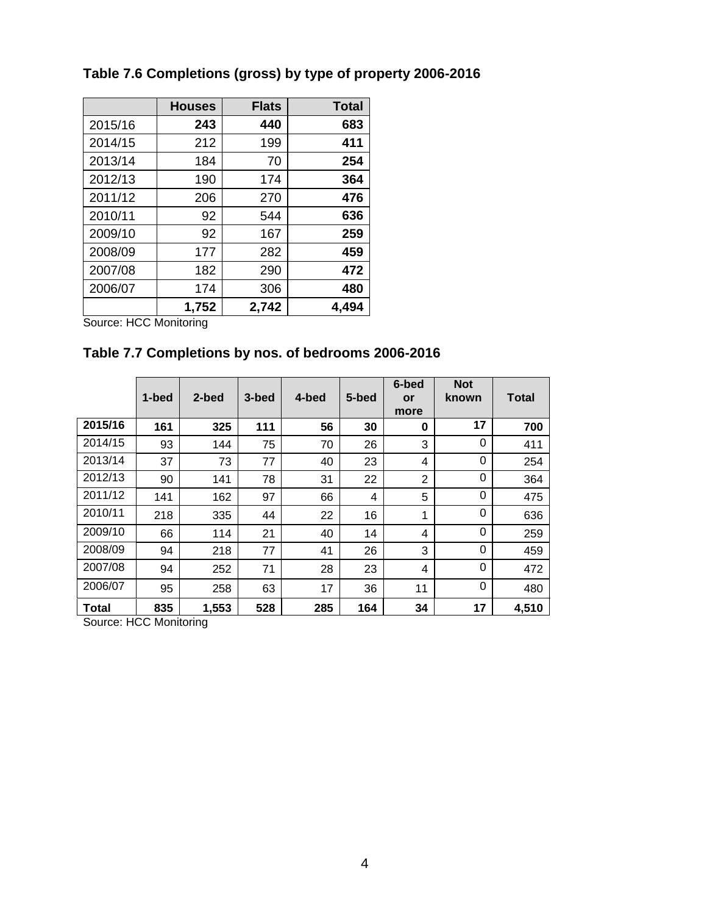### Table 7.6 Completions (gross) by type of property 2006-2016

| | Houses | Flats | Total |
|---|---|---|---|
| 2015/16 | **243** | **440** | **683** |
| 2014/15 | 212 | 199 | **411** |
| 2013/14 | 184 | 70 | **254** |
| 2012/13 | 190 | 174 | **364** |
| 2011/12 | 206 | 270 | **476** |
| 2010/11 | 92 | 544 | **636** |
| 2009/10 | 92 | 167 | **259** |
| 2008/09 | 177 | 282 | **459** |
| 2007/08 | 182 | 290 | **472** |
| 2006/07 | 174 | 306 | **480** |
| | **1,752** | **2,742** | **4,494** |

Source: HCC Monitoring

### Table 7.7 Completions by nos. of bedrooms 2006-2016

| | 1-bed | 2-bed | 3-bed | 4-bed | 5-bed | 6-bed or more | Not known | Total |
|---|---|---|---|---|---|---|---|---|
| **2015/16** | **161** | **325** | **111** | **56** | **30** | **0** | **17** | **700** |
| 2014/15 | 93 | 144 | 75 | 70 | 26 | 3 | 0 | 411 |
| 2013/14 | 37 | 73 | 77 | 40 | 23 | 4 | 0 | 254 |
| 2012/13 | 90 | 141 | 78 | 31 | 22 | 2 | 0 | 364 |
| 2011/12 | 141 | 162 | 97 | 66 | 4 | 5 | 0 | 475 |
| 2010/11 | 218 | 335 | 44 | 22 | 16 | 1 | 0 | 636 |
| 2009/10 | 66 | 114 | 21 | 40 | 14 | 4 | 0 | 259 |
| 2008/09 | 94 | 218 | 77 | 41 | 26 | 3 | 0 | 459 |
| 2007/08 | 94 | 252 | 71 | 28 | 23 | 4 | 0 | 472 |
| 2006/07 | 95 | 258 | 63 | 17 | 36 | 11 | 0 | 480 |
| **Total** | **835** | **1,553** | **528** | **285** | **164** | **34** | **17** | **4,510** |

Source: HCC Monitoring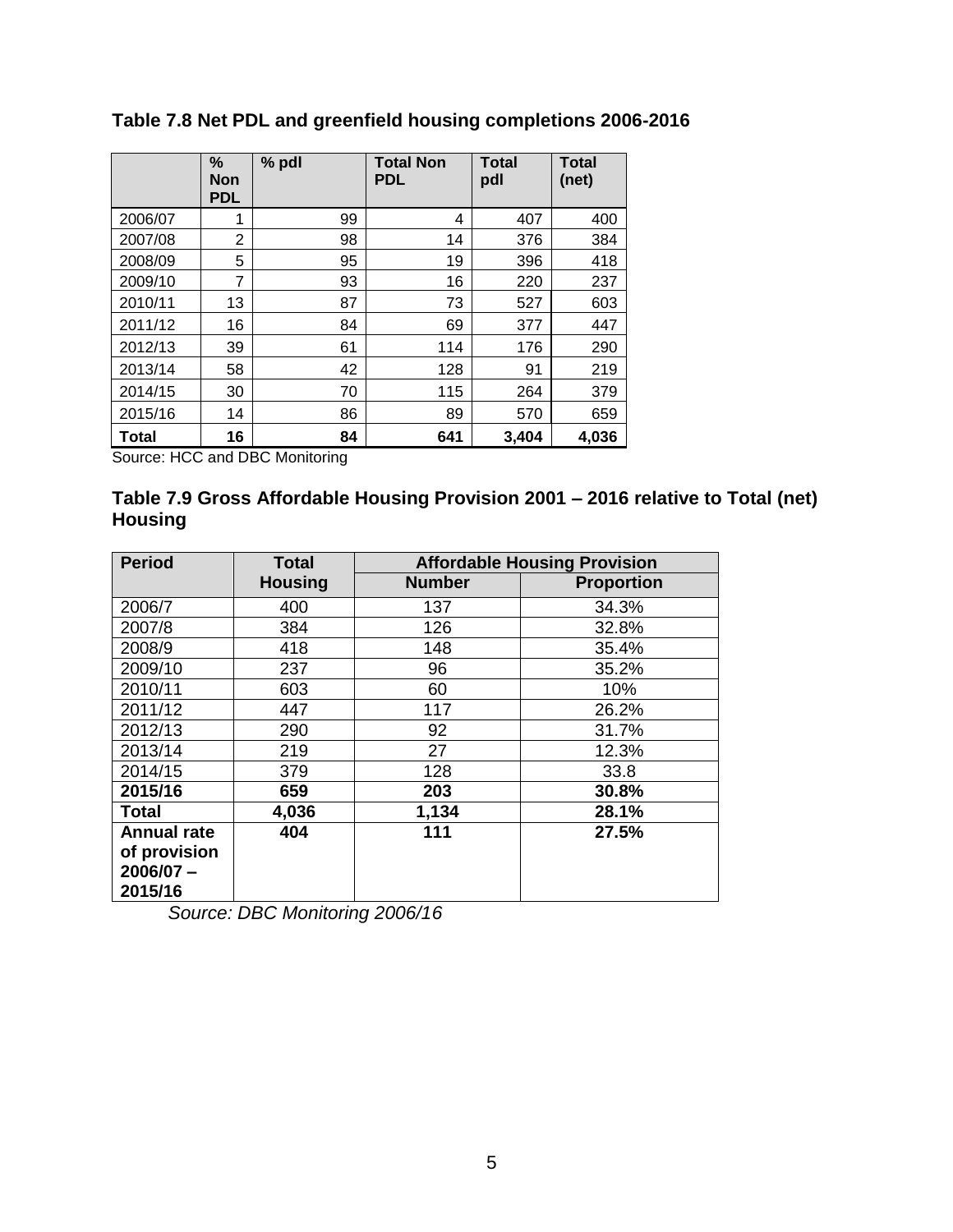### Table 7.8 Net PDL and greenfield housing completions 2006-2016

| | % Non PDL | % pdl | Total Non PDL | Total pdl | Total (net) |
|---|---|---|---|---|---|
| 2006/07 | 1 | 99 | 4 | 407 | 400 |
| 2007/08 | 2 | 98 | 14 | 376 | 384 |
| 2008/09 | 5 | 95 | 19 | 396 | 418 |
| 2009/10 | 7 | 93 | 16 | 220 | 237 |
| 2010/11 | 13 | 87 | 73 | 527 | 603 |
| 2011/12 | 16 | 84 | 69 | 377 | 447 |
| 2012/13 | 39 | 61 | 114 | 176 | 290 |
| 2013/14 | 58 | 42 | 128 | 91 | 219 |
| 2014/15 | 30 | 70 | 115 | 264 | 379 |
| 2015/16 | 14 | 86 | 89 | 570 | 659 |
| **Total** | **16** | **84** | **641** | **3,404** | **4,036** |

Source: HCC and DBC Monitoring

### Table 7.9 Gross Affordable Housing Provision 2001 – 2016 relative to Total (net) Housing

| Period | Total Housing | Affordable Housing Provision | |
|---|---|---|---|
| | | Number | Proportion |
| 2006/7 | 400 | 137 | 34.3% |
| 2007/8 | 384 | 126 | 32.8% |
| 2008/9 | 418 | 148 | 35.4% |
| 2009/10 | 237 | 96 | 35.2% |
| 2010/11 | 603 | 60 | 10% |
| 2011/12 | 447 | 117 | 26.2% |
| 2012/13 | 290 | 92 | 31.7% |
| 2013/14 | 219 | 27 | 12.3% |
| 2014/15 | 379 | 128 | 33.8 |
| **2015/16** | **659** | **203** | **30.8%** |
| **Total** | **4,036** | **1,134** | **28.1%** |
| **Annual rate of provision 2006/07 – 2015/16** | **404** | **111** | **27.5%** |

*Source: DBC Monitoring 2006/16*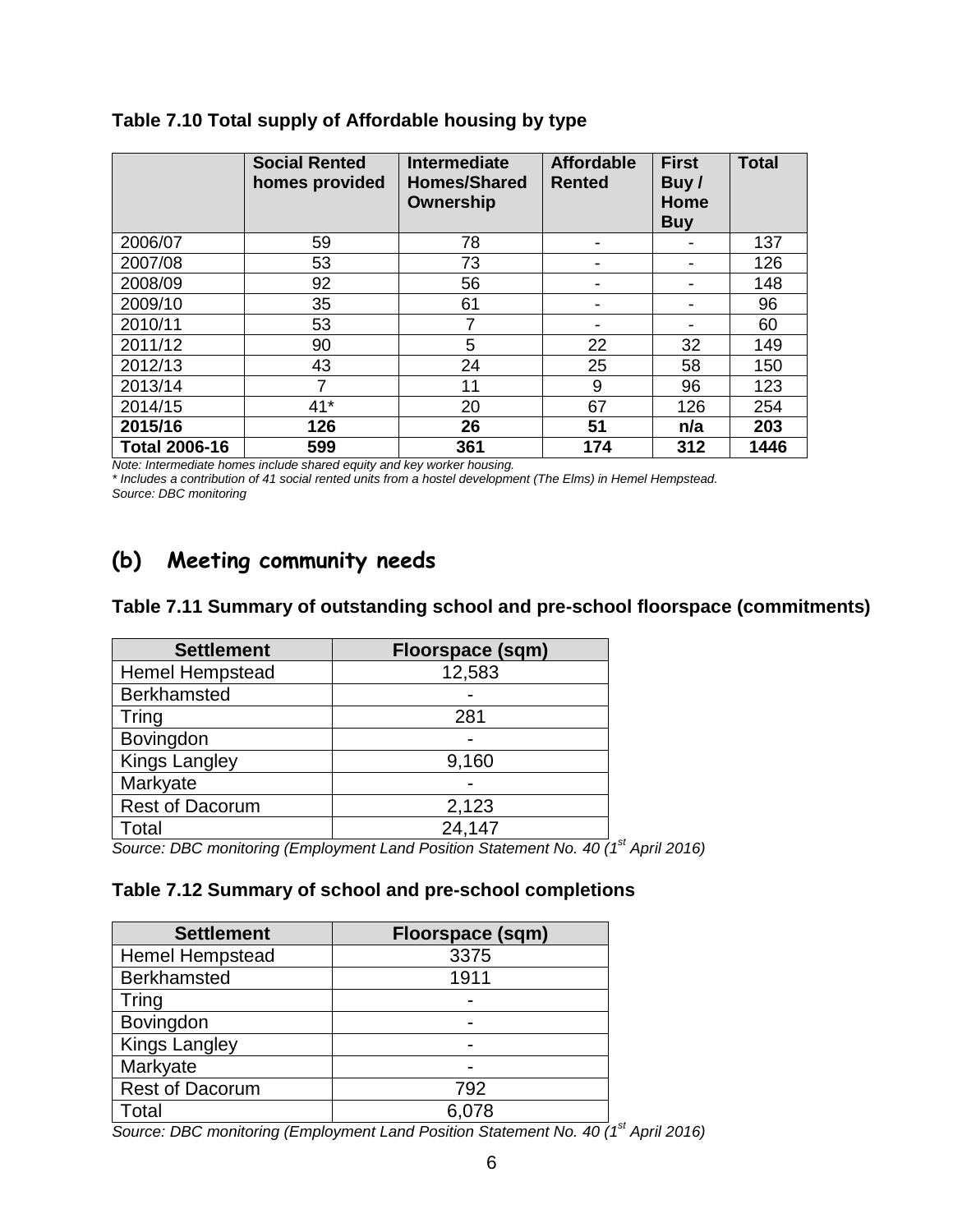**Table 7.10 Total supply of Affordable housing by type**

| | Social Rented homes provided | Intermediate Homes/Shared Ownership | Affordable Rented | First Buy / Home Buy | Total |
|---|---|---|---|---|---|
| 2006/07 | 59 | 78 | - | - | 137 |
| 2007/08 | 53 | 73 | - | - | 126 |
| 2008/09 | 92 | 56 | - | - | 148 |
| 2009/10 | 35 | 61 | - | - | 96 |
| 2010/11 | 53 | 7 | - | - | 60 |
| 2011/12 | 90 | 5 | 22 | 32 | 149 |
| 2012/13 | 43 | 24 | 25 | 58 | 150 |
| 2013/14 | 7 | 11 | 9 | 96 | 123 |
| 2014/15 | 41* | 20 | 67 | 126 | 254 |
| **2015/16** | **126** | **26** | **51** | **n/a** | **203** |
| **Total 2006-16** | **599** | **361** | **174** | **312** | **1446** |

*Note: Intermediate homes include shared equity and key worker housing.*
*\* Includes a contribution of 41 social rented units from a hostel development (The Elms) in Hemel Hempstead.*
*Source: DBC monitoring*

## (b) Meeting community needs

**Table 7.11 Summary of outstanding school and pre-school floorspace (commitments)**

| Settlement | Floorspace (sqm) |
|---|---|
| Hemel Hempstead | 12,583 |
| Berkhamsted | - |
| Tring | 281 |
| Bovingdon | - |
| Kings Langley | 9,160 |
| Markyate | - |
| Rest of Dacorum | 2,123 |
| Total | 24,147 |

*Source: DBC monitoring (Employment Land Position Statement No. 40 (1st April 2016)*

**Table 7.12 Summary of school and pre-school completions**

| Settlement | Floorspace (sqm) |
|---|---|
| Hemel Hempstead | 3375 |
| Berkhamsted | 1911 |
| Tring | - |
| Bovingdon | - |
| Kings Langley | - |
| Markyate | - |
| Rest of Dacorum | 792 |
| Total | 6,078 |

*Source: DBC monitoring (Employment Land Position Statement No. 40 (1st April 2016)*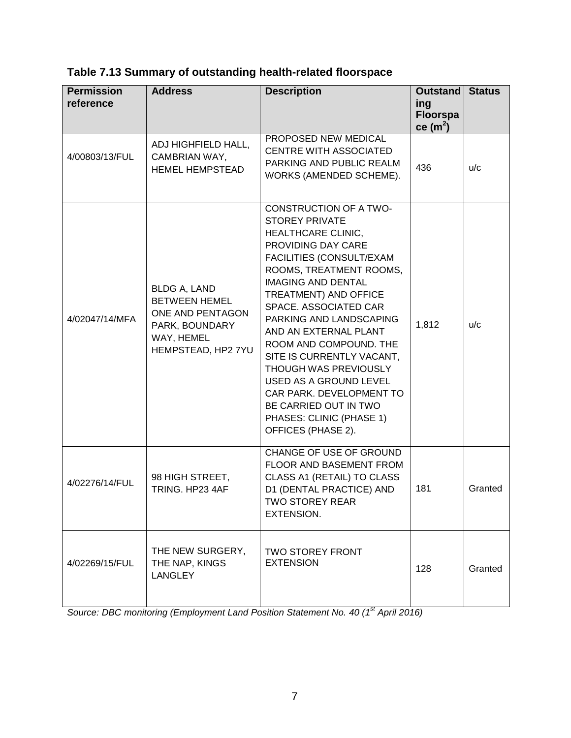**Table 7.13 Summary of outstanding health-related floorspace**

| Permission reference | Address | Description | Outstanding Floorspace ($m^2$) | Status |
|---|---|---|---|---|
| 4/00803/13/FUL | ADJ HIGHFIELD HALL, CAMBRIAN WAY, HEMEL HEMPSTEAD | PROPOSED NEW MEDICAL CENTRE WITH ASSOCIATED PARKING AND PUBLIC REALM WORKS (AMENDED SCHEME). | 436 | u/c |
| 4/02047/14/MFA | BLDG A, LAND BETWEEN HEMEL ONE AND PENTAGON PARK, BOUNDARY WAY, HEMEL HEMPSTEAD, HP2 7YU | CONSTRUCTION OF A TWO-STOREY PRIVATE HEALTHCARE CLINIC, PROVIDING DAY CARE FACILITIES (CONSULT/EXAM ROOMS, TREATMENT ROOMS, IMAGING AND DENTAL TREATMENT) AND OFFICE SPACE. ASSOCIATED CAR PARKING AND LANDSCAPING AND AN EXTERNAL PLANT ROOM AND COMPOUND. THE SITE IS CURRENTLY VACANT, THOUGH WAS PREVIOUSLY USED AS A GROUND LEVEL CAR PARK. DEVELOPMENT TO BE CARRIED OUT IN TWO PHASES: CLINIC (PHASE 1) OFFICES (PHASE 2). | 1,812 | u/c |
| 4/02276/14/FUL | 98 HIGH STREET, TRING. HP23 4AF | CHANGE OF USE OF GROUND FLOOR AND BASEMENT FROM CLASS A1 (RETAIL) TO CLASS D1 (DENTAL PRACTICE) AND TWO STOREY REAR EXTENSION. | 181 | Granted |
| 4/02269/15/FUL | THE NEW SURGERY, THE NAP, KINGS LANGLEY | TWO STOREY FRONT EXTENSION | 128 | Granted |

*Source: DBC monitoring (Employment Land Position Statement No. 40 (1st April 2016)*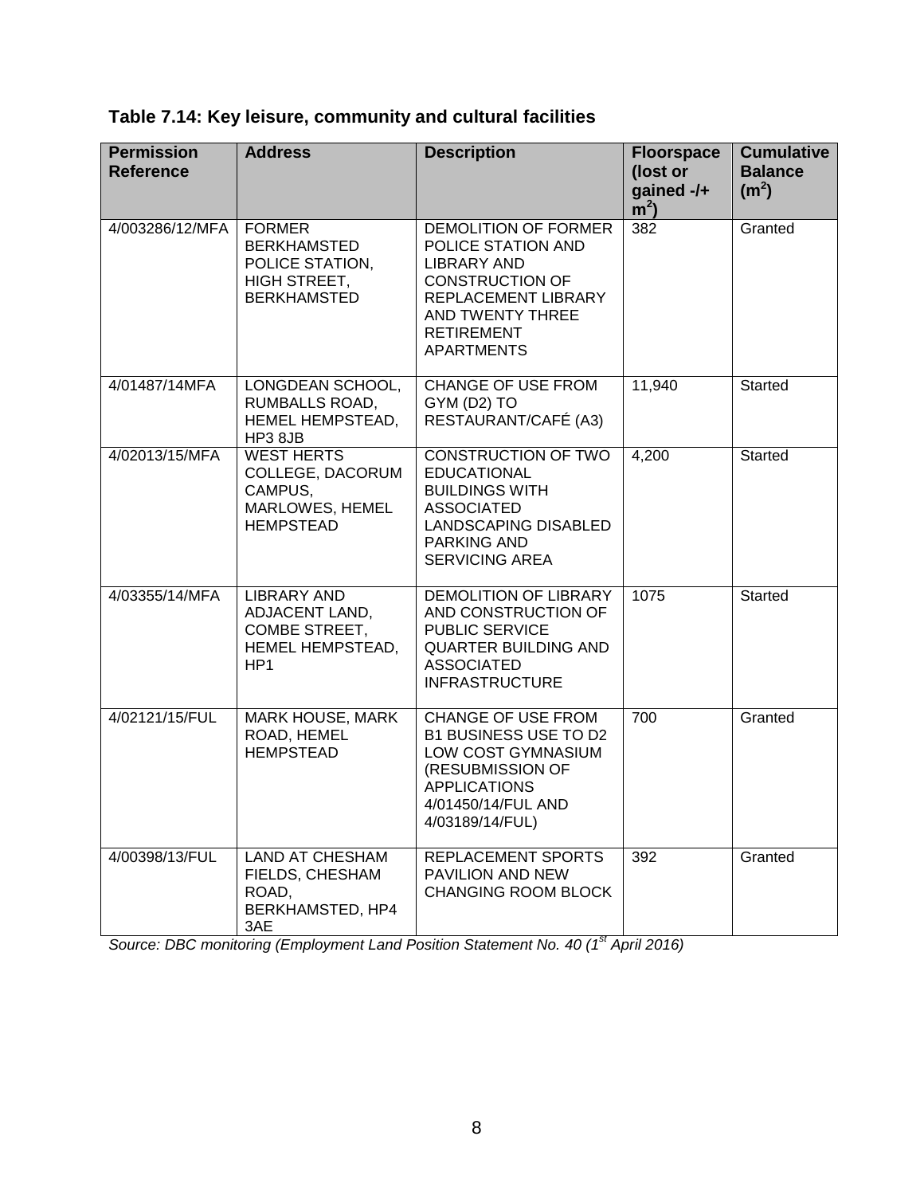**Table 7.14: Key leisure, community and cultural facilities**

| Permission Reference | Address | Description | Floorspace (lost or gained -/+ $m^2$) | Cumulative Balance ($m^2$) |
|---|---|---|---|---|
| 4/003286/12/MFA | FORMER BERKHAMSTED POLICE STATION, HIGH STREET, BERKHAMSTED | DEMOLITION OF FORMER POLICE STATION AND LIBRARY AND CONSTRUCTION OF REPLACEMENT LIBRARY AND TWENTY THREE RETIREMENT APARTMENTS | 382 | Granted |
| 4/01487/14MFA | LONGDEAN SCHOOL, RUMBALLS ROAD, HEMEL HEMPSTEAD, HP3 8JB | CHANGE OF USE FROM GYM (D2) TO RESTAURANT/CAFÉ (A3) | 11,940 | Started |
| 4/02013/15/MFA | WEST HERTS COLLEGE, DACORUM CAMPUS, MARLOWES, HEMEL HEMPSTEAD | CONSTRUCTION OF TWO EDUCATIONAL BUILDINGS WITH ASSOCIATED LANDSCAPING DISABLED PARKING AND SERVICING AREA | 4,200 | Started |
| 4/03355/14/MFA | LIBRARY AND ADJACENT LAND, COMBE STREET, HEMEL HEMPSTEAD, HP1 | DEMOLITION OF LIBRARY AND CONSTRUCTION OF PUBLIC SERVICE QUARTER BUILDING AND ASSOCIATED INFRASTRUCTURE | 1075 | Started |
| 4/02121/15/FUL | MARK HOUSE, MARK ROAD, HEMEL HEMPSTEAD | CHANGE OF USE FROM B1 BUSINESS USE TO D2 LOW COST GYMNASIUM (RESUBMISSION OF APPLICATIONS 4/01450/14/FUL AND 4/03189/14/FUL) | 700 | Granted |
| 4/00398/13/FUL | LAND AT CHESHAM FIELDS, CHESHAM ROAD, BERKHAMSTED, HP4 3AE | REPLACEMENT SPORTS PAVILION AND NEW CHANGING ROOM BLOCK | 392 | Granted |

*Source: DBC monitoring (Employment Land Position Statement No. 40 (1st April 2016)*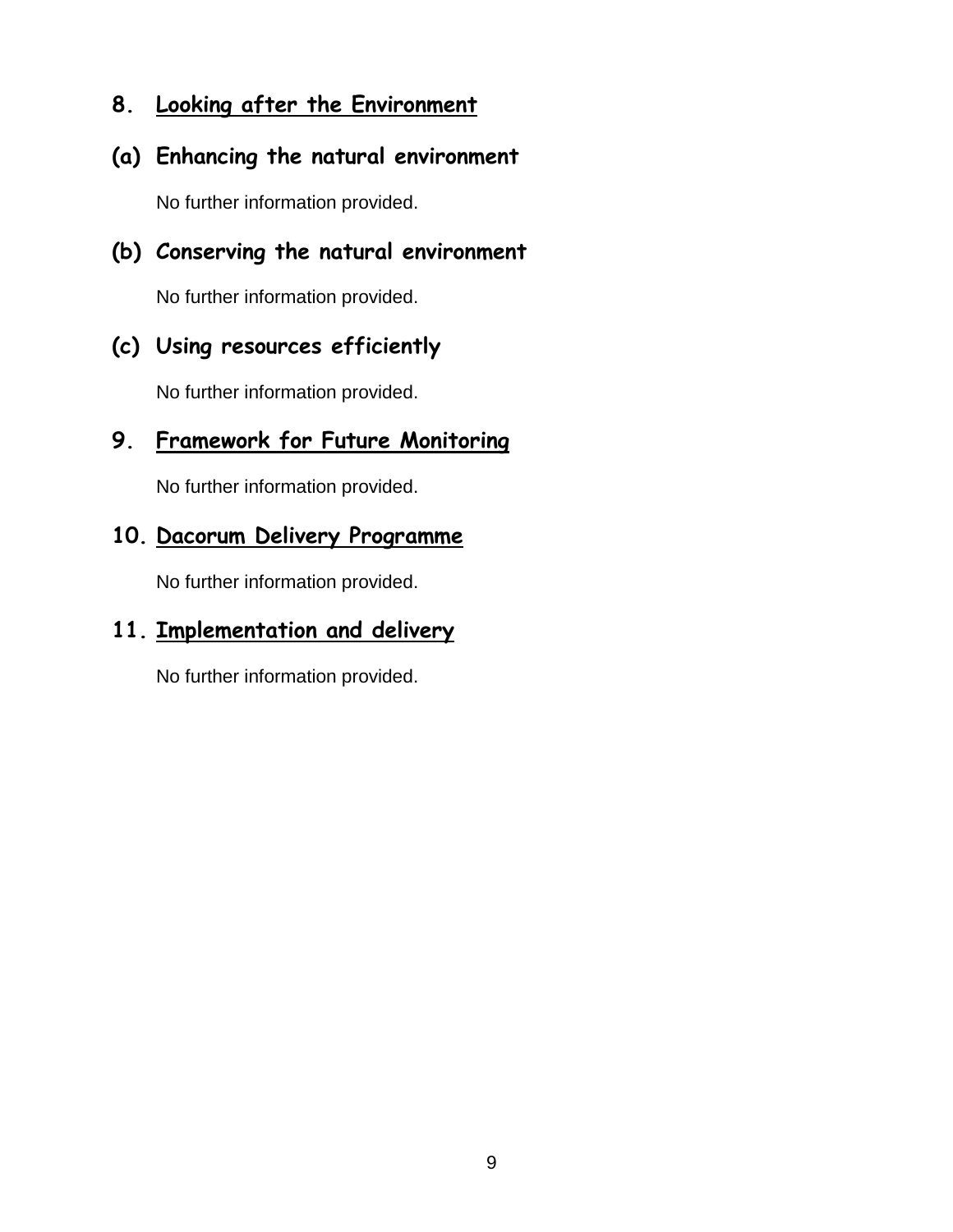## 8. Looking after the Environment

### (a) Enhancing the natural environment

No further information provided.

### (b) Conserving the natural environment

No further information provided.

### (c) Using resources efficiently

No further information provided.

## 9. Framework for Future Monitoring

No further information provided.

## 10. Dacorum Delivery Programme

No further information provided.

## 11. Implementation and delivery

No further information provided.